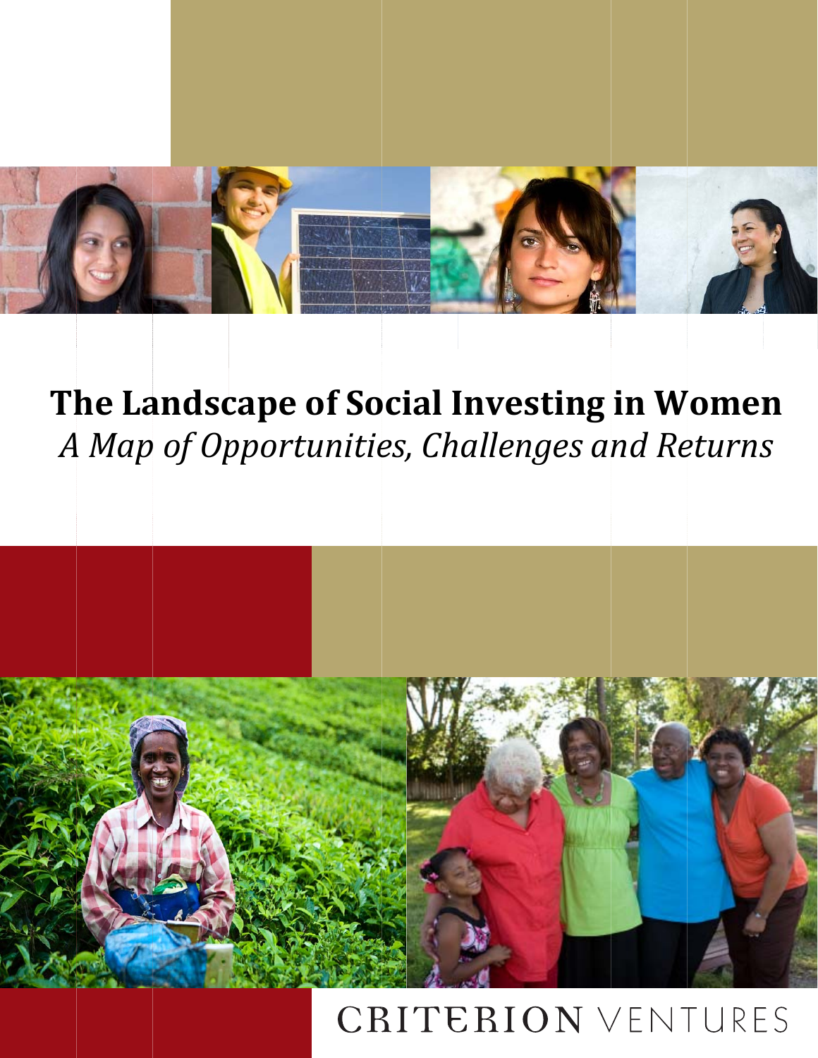# The Landscape of Social Investing in Women

*A Map of Opportunities, Challenges and Returns*

CRITERION VENTURES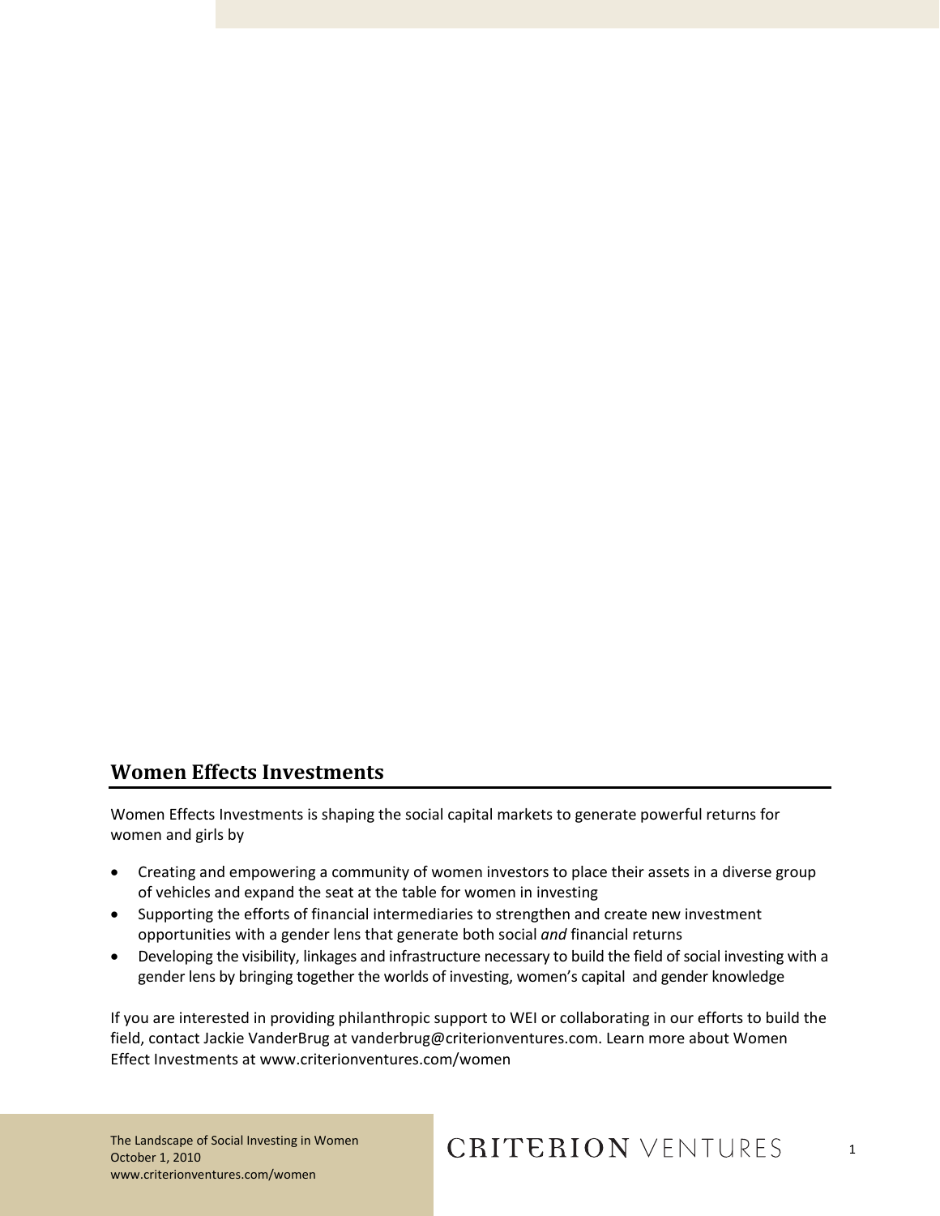## Women Effects Investments

Women Effects Investments is shaping the social capital markets to generate powerful returns for women and girls by

- Creating and empowering a community of women investors to place their assets in a diverse group of vehicles and expand the seat at the table for women in investing
- Supporting the efforts of financial intermediaries to strengthen and create new investment opportunities with a gender lens that generate both social *and* financial returns
- Developing the visibility, linkages and infrastructure necessary to build the field of social investing with a gender lens by bringing together the worlds of investing, women's capital and gender knowledge

If you are interested in providing philanthropic support to WEI or collaborating in our efforts to build the field, contact Jackie VanderBrug at vanderbrug@criterionventures.com. Learn more about Women Effect Investments at www.criterionventures.com/women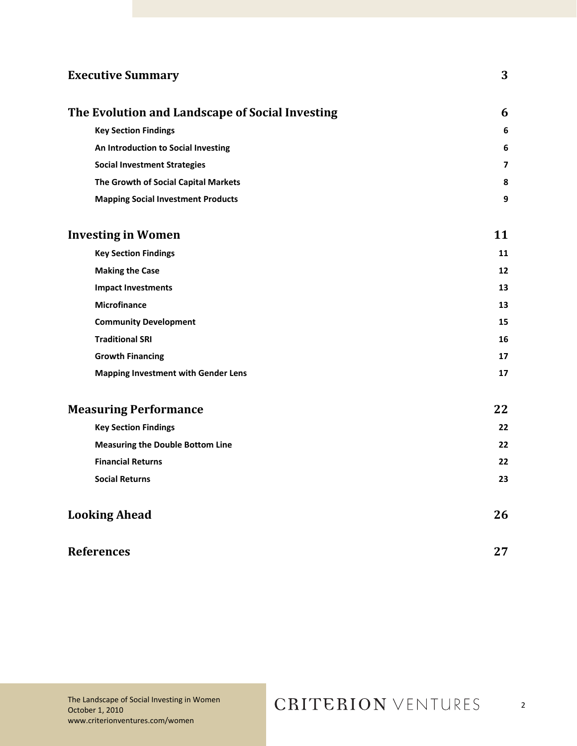| | |
|---|---|
| **Executive Summary** | **3** |
| **The Evolution and Landscape of Social Investing** | **6** |
| **Key Section Findings** | **6** |
| **An Introduction to Social Investing** | **6** |
| **Social Investment Strategies** | **7** |
| **The Growth of Social Capital Markets** | **8** |
| **Mapping Social Investment Products** | **9** |
| **Investing in Women** | **11** |
| **Key Section Findings** | **11** |
| **Making the Case** | **12** |
| **Impact Investments** | **13** |
| **Microfinance** | **13** |
| **Community Development** | **15** |
| **Traditional SRI** | **16** |
| **Growth Financing** | **17** |
| **Mapping Investment with Gender Lens** | **17** |
| **Measuring Performance** | **22** |
| **Key Section Findings** | **22** |
| **Measuring the Double Bottom Line** | **22** |
| **Financial Returns** | **22** |
| **Social Returns** | **23** |
| **Looking Ahead** | **26** |
| **References** | **27** |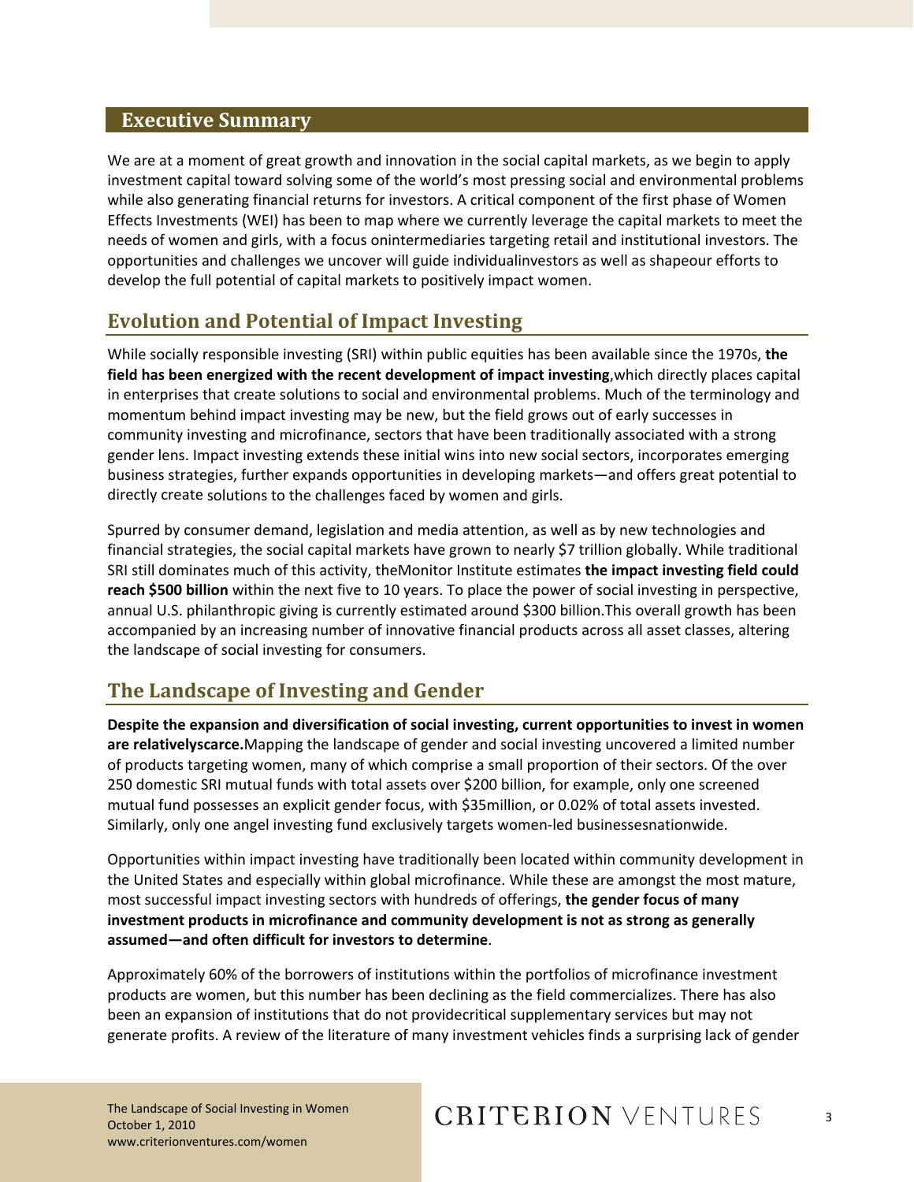## Executive Summary

We are at a moment of great growth and innovation in the social capital markets, as we begin to apply investment capital toward solving some of the world's most pressing social and environmental problems while also generating financial returns for investors. A critical component of the first phase of Women Effects Investments (WEI) has been to map where we currently leverage the capital markets to meet the needs of women and girls, with a focus onintermediaries targeting retail and institutional investors. The opportunities and challenges we uncover will guide individualinvestors as well as shapeour efforts to develop the full potential of capital markets to positively impact women.

## Evolution and Potential of Impact Investing

While socially responsible investing (SRI) within public equities has been available since the 1970s, **the field has been energized with the recent development of impact investing**,which directly places capital in enterprises that create solutions to social and environmental problems. Much of the terminology and momentum behind impact investing may be new, but the field grows out of early successes in community investing and microfinance, sectors that have been traditionally associated with a strong gender lens. Impact investing extends these initial wins into new social sectors, incorporates emerging business strategies, further expands opportunities in developing markets—and offers great potential to directly create solutions to the challenges faced by women and girls.

Spurred by consumer demand, legislation and media attention, as well as by new technologies and financial strategies, the social capital markets have grown to nearly $7 trillion globally. While traditional SRI still dominates much of this activity, theMonitor Institute estimates **the impact investing field could reach $500 billion** within the next five to 10 years. To place the power of social investing in perspective, annual U.S. philanthropic giving is currently estimated around $300 billion.This overall growth has been accompanied by an increasing number of innovative financial products across all asset classes, altering the landscape of social investing for consumers.

## The Landscape of Investing and Gender

**Despite the expansion and diversification of social investing, current opportunities to invest in women are relativelyscarce.**Mapping the landscape of gender and social investing uncovered a limited number of products targeting women, many of which comprise a small proportion of their sectors. Of the over 250 domestic SRI mutual funds with total assets over $200 billion, for example, only one screened mutual fund possesses an explicit gender focus, with $35million, or 0.02% of total assets invested. Similarly, only one angel investing fund exclusively targets women-led businessesnationwide.

Opportunities within impact investing have traditionally been located within community development in the United States and especially within global microfinance. While these are amongst the most mature, most successful impact investing sectors with hundreds of offerings, **the gender focus of many investment products in microfinance and community development is not as strong as generally assumed—and often difficult for investors to determine**.

Approximately 60% of the borrowers of institutions within the portfolios of microfinance investment products are women, but this number has been declining as the field commercializes. There has also been an expansion of institutions that do not providecritical supplementary services but may not generate profits. A review of the literature of many investment vehicles finds a surprising lack of gender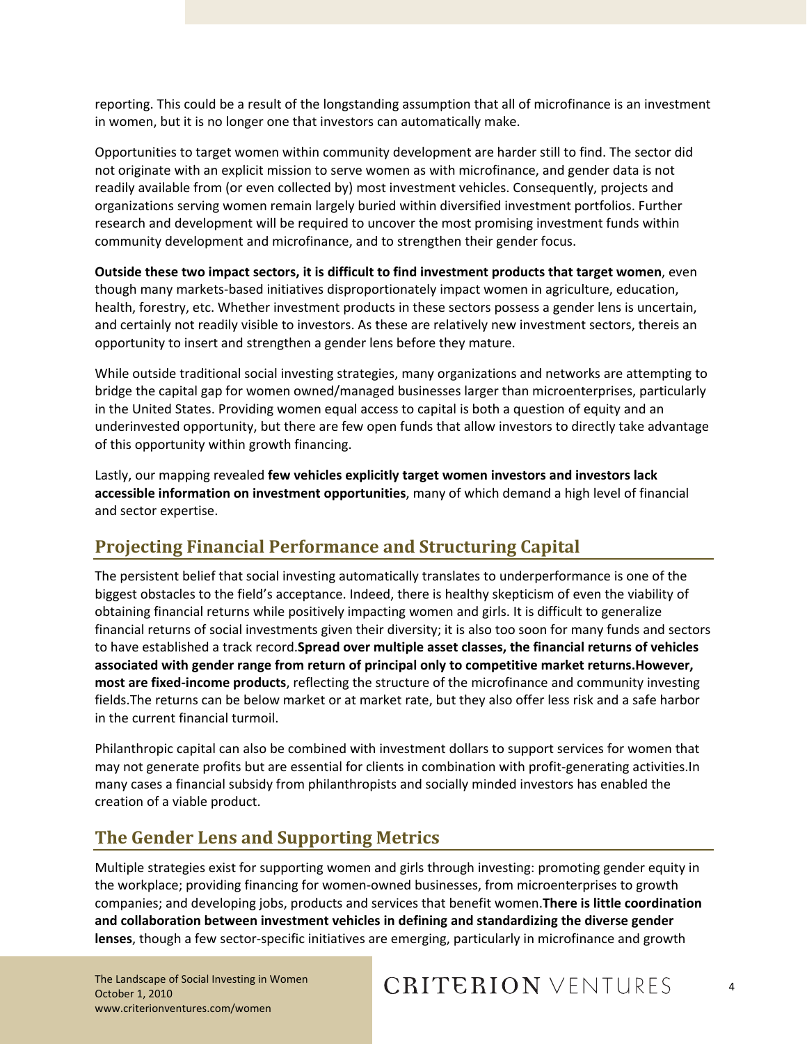reporting. This could be a result of the longstanding assumption that all of microfinance is an investment in women, but it is no longer one that investors can automatically make.

Opportunities to target women within community development are harder still to find. The sector did not originate with an explicit mission to serve women as with microfinance, and gender data is not readily available from (or even collected by) most investment vehicles. Consequently, projects and organizations serving women remain largely buried within diversified investment portfolios. Further research and development will be required to uncover the most promising investment funds within community development and microfinance, and to strengthen their gender focus.

**Outside these two impact sectors, it is difficult to find investment products that target women**, even though many markets-based initiatives disproportionately impact women in agriculture, education, health, forestry, etc. Whether investment products in these sectors possess a gender lens is uncertain, and certainly not readily visible to investors. As these are relatively new investment sectors, thereis an opportunity to insert and strengthen a gender lens before they mature.

While outside traditional social investing strategies, many organizations and networks are attempting to bridge the capital gap for women owned/managed businesses larger than microenterprises, particularly in the United States. Providing women equal access to capital is both a question of equity and an underinvested opportunity, but there are few open funds that allow investors to directly take advantage of this opportunity within growth financing.

Lastly, our mapping revealed **few vehicles explicitly target women investors and investors lack accessible information on investment opportunities**, many of which demand a high level of financial and sector expertise.

## Projecting Financial Performance and Structuring Capital

The persistent belief that social investing automatically translates to underperformance is one of the biggest obstacles to the field's acceptance. Indeed, there is healthy skepticism of even the viability of obtaining financial returns while positively impacting women and girls. It is difficult to generalize financial returns of social investments given their diversity; it is also too soon for many funds and sectors to have established a track record.**Spread over multiple asset classes, the financial returns of vehicles associated with gender range from return of principal only to competitive market returns.However, most are fixed-income products**, reflecting the structure of the microfinance and community investing fields.The returns can be below market or at market rate, but they also offer less risk and a safe harbor in the current financial turmoil.

Philanthropic capital can also be combined with investment dollars to support services for women that may not generate profits but are essential for clients in combination with profit-generating activities.In many cases a financial subsidy from philanthropists and socially minded investors has enabled the creation of a viable product.

## The Gender Lens and Supporting Metrics

Multiple strategies exist for supporting women and girls through investing: promoting gender equity in the workplace; providing financing for women-owned businesses, from microenterprises to growth companies; and developing jobs, products and services that benefit women.**There is little coordination and collaboration between investment vehicles in defining and standardizing the diverse gender lenses**, though a few sector-specific initiatives are emerging, particularly in microfinance and growth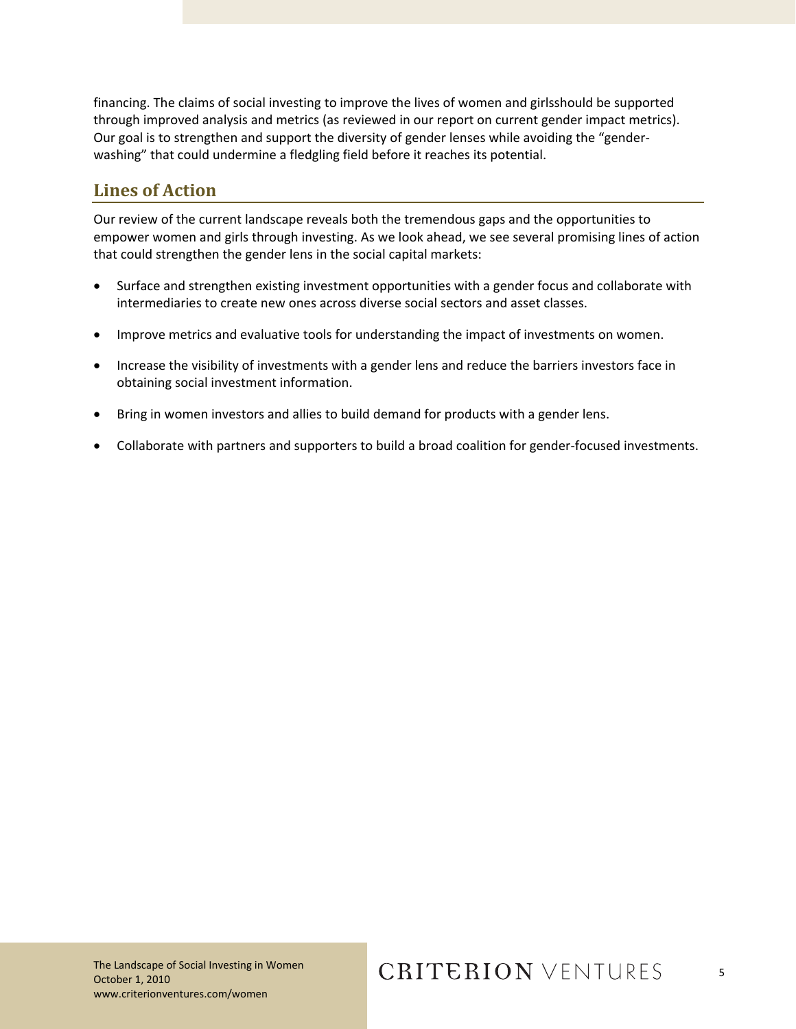financing. The claims of social investing to improve the lives of women and girlsshould be supported through improved analysis and metrics (as reviewed in our report on current gender impact metrics). Our goal is to strengthen and support the diversity of gender lenses while avoiding the "gender-washing" that could undermine a fledgling field before it reaches its potential.

## Lines of Action

Our review of the current landscape reveals both the tremendous gaps and the opportunities to empower women and girls through investing. As we look ahead, we see several promising lines of action that could strengthen the gender lens in the social capital markets:

- Surface and strengthen existing investment opportunities with a gender focus and collaborate with intermediaries to create new ones across diverse social sectors and asset classes.
- Improve metrics and evaluative tools for understanding the impact of investments on women.
- Increase the visibility of investments with a gender lens and reduce the barriers investors face in obtaining social investment information.
- Bring in women investors and allies to build demand for products with a gender lens.
- Collaborate with partners and supporters to build a broad coalition for gender-focused investments.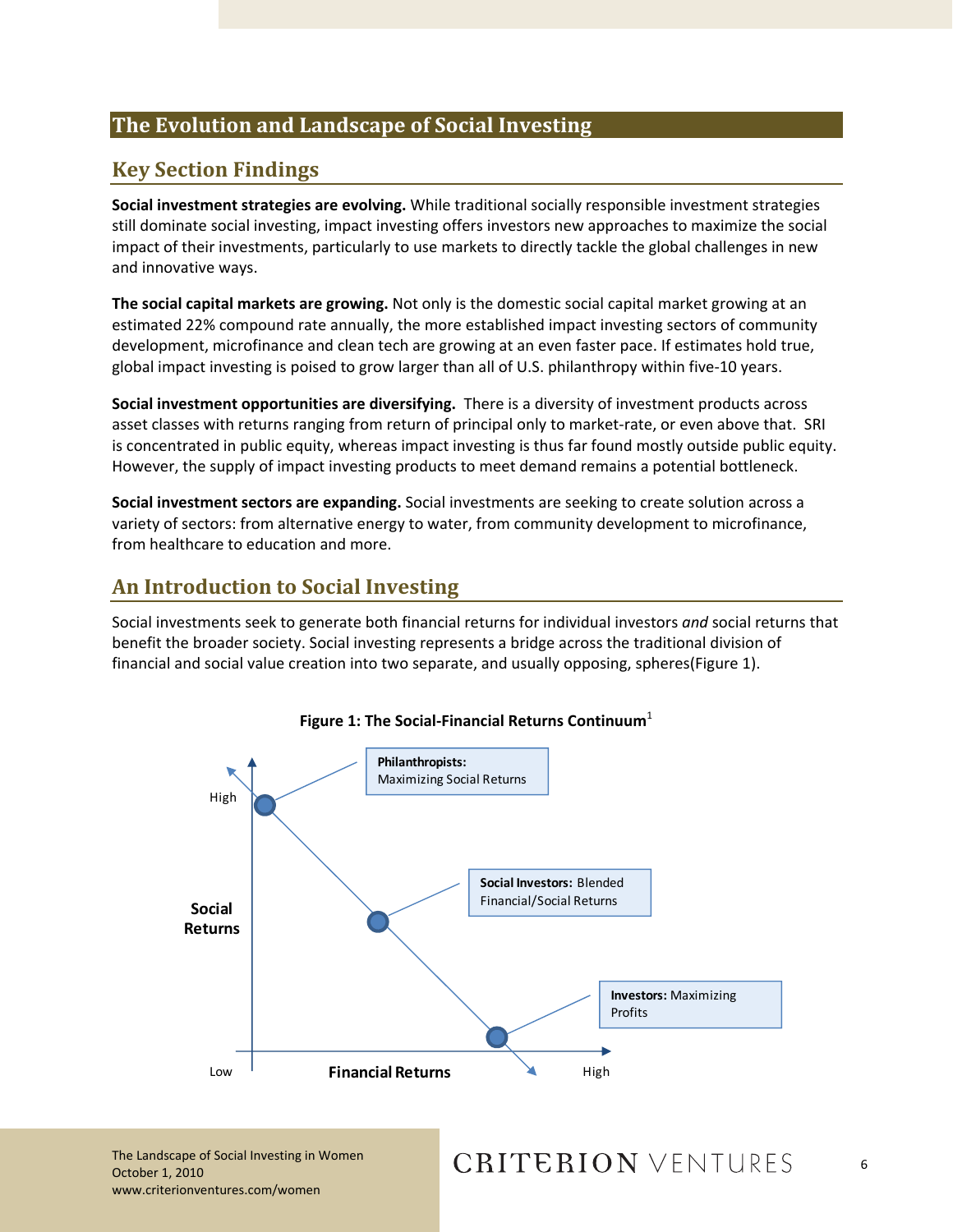## The Evolution and Landscape of Social Investing

### Key Section Findings

**Social investment strategies are evolving.** While traditional socially responsible investment strategies still dominate social investing, impact investing offers investors new approaches to maximize the social impact of their investments, particularly to use markets to directly tackle the global challenges in new and innovative ways.

**The social capital markets are growing.** Not only is the domestic social capital market growing at an estimated 22% compound rate annually, the more established impact investing sectors of community development, microfinance and clean tech are growing at an even faster pace. If estimates hold true, global impact investing is poised to grow larger than all of U.S. philanthropy within five-10 years.

**Social investment opportunities are diversifying.** There is a diversity of investment products across asset classes with returns ranging from return of principal only to market-rate, or even above that. SRI is concentrated in public equity, whereas impact investing is thus far found mostly outside public equity. However, the supply of impact investing products to meet demand remains a potential bottleneck.

**Social investment sectors are expanding.** Social investments are seeking to create solution across a variety of sectors: from alternative energy to water, from community development to microfinance, from healthcare to education and more.

### An Introduction to Social Investing

Social investments seek to generate both financial returns for individual investors *and* social returns that benefit the broader society. Social investing represents a bridge across the traditional division of financial and social value creation into two separate, and usually opposing, spheres(Figure 1).

**Figure 1: The Social-Financial Returns Continuum**[1]

Social Returns (Low to High) vs. Financial Returns (Low to High)

- **Philanthropists:** Maximizing Social Returns
- **Social Investors:** Blended Financial/Social Returns
- **Investors:** Maximizing Profits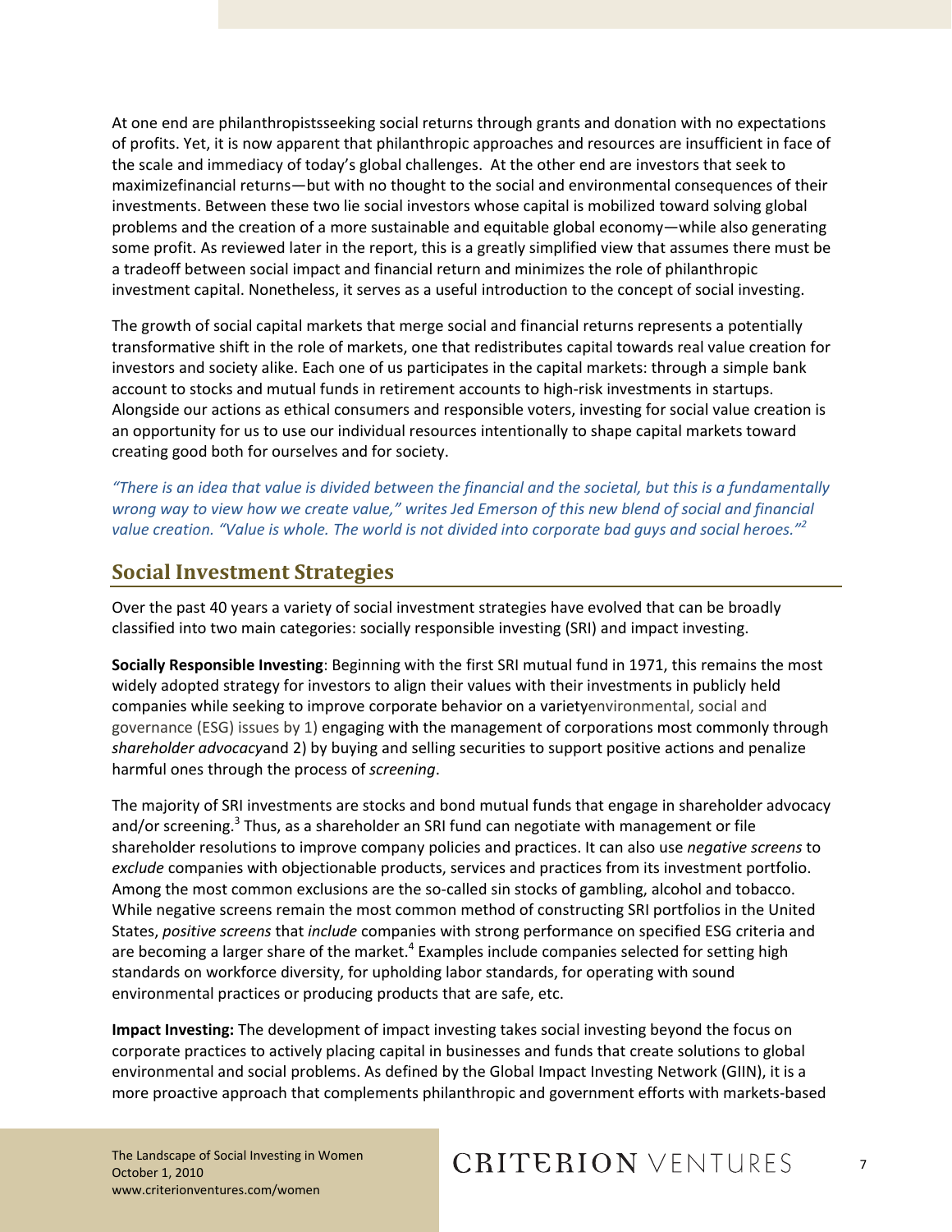At one end are philanthropistsseeking social returns through grants and donation with no expectations of profits. Yet, it is now apparent that philanthropic approaches and resources are insufficient in face of the scale and immediacy of today's global challenges. At the other end are investors that seek to maximizefinancial returns—but with no thought to the social and environmental consequences of their investments. Between these two lie social investors whose capital is mobilized toward solving global problems and the creation of a more sustainable and equitable global economy—while also generating some profit. As reviewed later in the report, this is a greatly simplified view that assumes there must be a tradeoff between social impact and financial return and minimizes the role of philanthropic investment capital. Nonetheless, it serves as a useful introduction to the concept of social investing.

The growth of social capital markets that merge social and financial returns represents a potentially transformative shift in the role of markets, one that redistributes capital towards real value creation for investors and society alike. Each one of us participates in the capital markets: through a simple bank account to stocks and mutual funds in retirement accounts to high-risk investments in startups. Alongside our actions as ethical consumers and responsible voters, investing for social value creation is an opportunity for us to use our individual resources intentionally to shape capital markets toward creating good both for ourselves and for society.

*"There is an idea that value is divided between the financial and the societal, but this is a fundamentally wrong way to view how we create value," writes Jed Emerson of this new blend of social and financial value creation. "Value is whole. The world is not divided into corporate bad guys and social heroes."*[2]

## Social Investment Strategies

Over the past 40 years a variety of social investment strategies have evolved that can be broadly classified into two main categories: socially responsible investing (SRI) and impact investing.

**Socially Responsible Investing**: Beginning with the first SRI mutual fund in 1971, this remains the most widely adopted strategy for investors to align their values with their investments in publicly held companies while seeking to improve corporate behavior on a varietyenvironmental, social and governance (ESG) issues by 1) engaging with the management of corporations most commonly through *shareholder advocacy*and 2) by buying and selling securities to support positive actions and penalize harmful ones through the process of *screening*.

The majority of SRI investments are stocks and bond mutual funds that engage in shareholder advocacy and/or screening.[3] Thus, as a shareholder an SRI fund can negotiate with management or file shareholder resolutions to improve company policies and practices. It can also use *negative screens* to *exclude* companies with objectionable products, services and practices from its investment portfolio. Among the most common exclusions are the so-called sin stocks of gambling, alcohol and tobacco. While negative screens remain the most common method of constructing SRI portfolios in the United States, *positive screens* that *include* companies with strong performance on specified ESG criteria and are becoming a larger share of the market.[4] Examples include companies selected for setting high standards on workforce diversity, for upholding labor standards, for operating with sound environmental practices or producing products that are safe, etc.

**Impact Investing:** The development of impact investing takes social investing beyond the focus on corporate practices to actively placing capital in businesses and funds that create solutions to global environmental and social problems. As defined by the Global Impact Investing Network (GIIN), it is a more proactive approach that complements philanthropic and government efforts with markets-based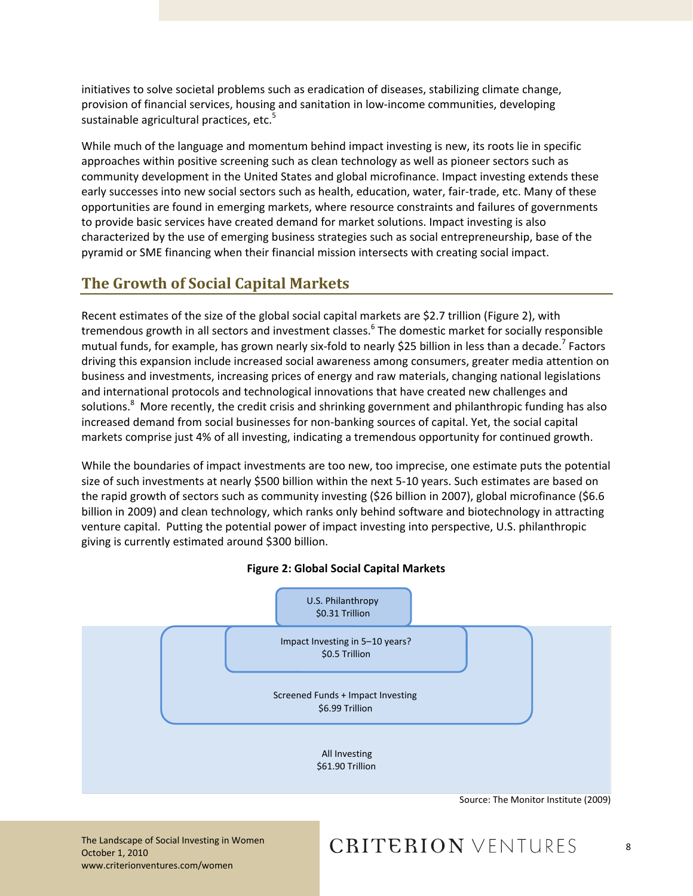initiatives to solve societal problems such as eradication of diseases, stabilizing climate change, provision of financial services, housing and sanitation in low-income communities, developing sustainable agricultural practices, etc.[5]

While much of the language and momentum behind impact investing is new, its roots lie in specific approaches within positive screening such as clean technology as well as pioneer sectors such as community development in the United States and global microfinance. Impact investing extends these early successes into new social sectors such as health, education, water, fair-trade, etc. Many of these opportunities are found in emerging markets, where resource constraints and failures of governments to provide basic services have created demand for market solutions. Impact investing is also characterized by the use of emerging business strategies such as social entrepreneurship, base of the pyramid or SME financing when their financial mission intersects with creating social impact.

## The Growth of Social Capital Markets

Recent estimates of the size of the global social capital markets are $2.7 trillion (Figure 2), with tremendous growth in all sectors and investment classes.[6] The domestic market for socially responsible mutual funds, for example, has grown nearly six-fold to nearly $25 billion in less than a decade.[7] Factors driving this expansion include increased social awareness among consumers, greater media attention on business and investments, increasing prices of energy and raw materials, changing national legislations and international protocols and technological innovations that have created new challenges and solutions.[8] More recently, the credit crisis and shrinking government and philanthropic funding has also increased demand from social businesses for non-banking sources of capital. Yet, the social capital markets comprise just 4% of all investing, indicating a tremendous opportunity for continued growth.

While the boundaries of impact investments are too new, too imprecise, one estimate puts the potential size of such investments at nearly $500 billion within the next 5-10 years. Such estimates are based on the rapid growth of sectors such as community investing ($26 billion in 2007), global microfinance ($6.6 billion in 2009) and clean technology, which ranks only behind software and biotechnology in attracting venture capital. Putting the potential power of impact investing into perspective, U.S. philanthropic giving is currently estimated around $300 billion.

**Figure 2: Global Social Capital Markets**

U.S. Philanthropy
$0.31 Trillion

Impact Investing in 5–10 years?
$0.5 Trillion

Screened Funds + Impact Investing
$6.99 Trillion

All Investing
$61.90 Trillion

Source: The Monitor Institute (2009)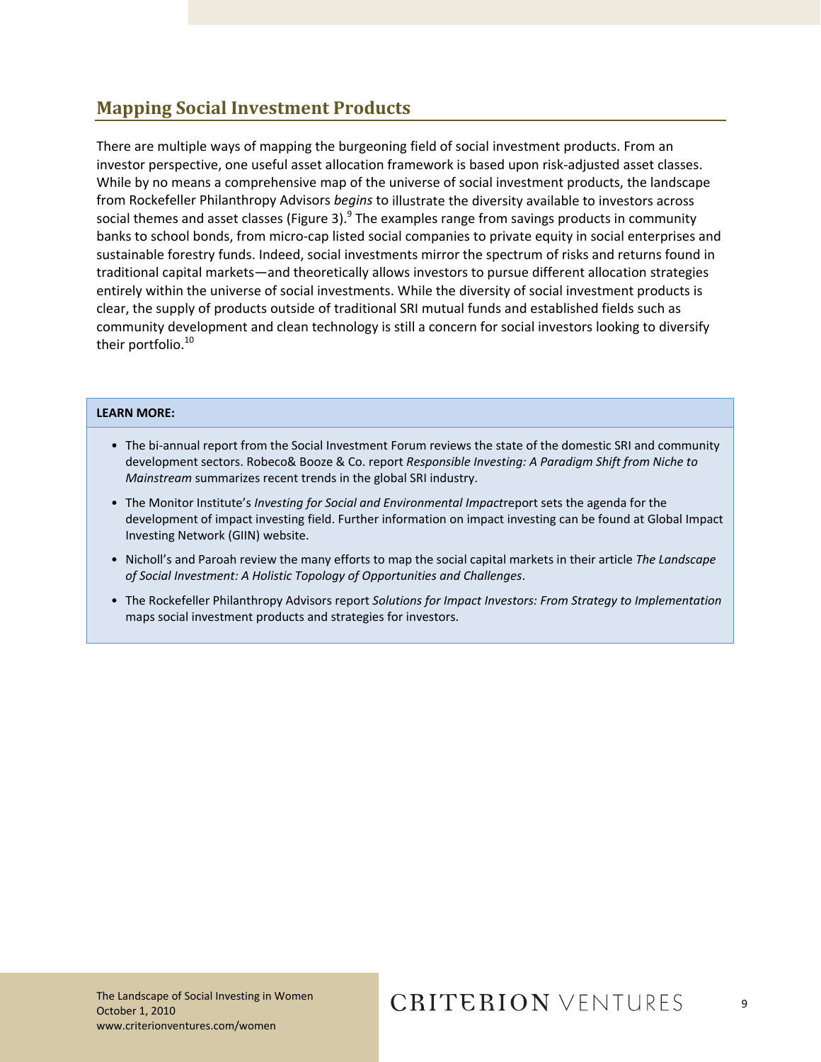## Mapping Social Investment Products

There are multiple ways of mapping the burgeoning field of social investment products. From an investor perspective, one useful asset allocation framework is based upon risk-adjusted asset classes. While by no means a comprehensive map of the universe of social investment products, the landscape from Rockefeller Philanthropy Advisors *begins* to illustrate the diversity available to investors across social themes and asset classes (Figure 3).[9] The examples range from savings products in community banks to school bonds, from micro-cap listed social companies to private equity in social enterprises and sustainable forestry funds. Indeed, social investments mirror the spectrum of risks and returns found in traditional capital markets—and theoretically allows investors to pursue different allocation strategies entirely within the universe of social investments. While the diversity of social investment products is clear, the supply of products outside of traditional SRI mutual funds and established fields such as community development and clean technology is still a concern for social investors looking to diversify their portfolio.[10]

**LEARN MORE:**

- The bi-annual report from the Social Investment Forum reviews the state of the domestic SRI and community development sectors. Robeco& Booze & Co. report *Responsible Investing: A Paradigm Shift from Niche to Mainstream* summarizes recent trends in the global SRI industry.
- The Monitor Institute's *Investing for Social and Environmental Impact*report sets the agenda for the development of impact investing field. Further information on impact investing can be found at Global Impact Investing Network (GIIN) website.
- Nicholl's and Paroah review the many efforts to map the social capital markets in their article *The Landscape of Social Investment: A Holistic Topology of Opportunities and Challenges*.
- The Rockefeller Philanthropy Advisors report *Solutions for Impact Investors: From Strategy to Implementation* maps social investment products and strategies for investors.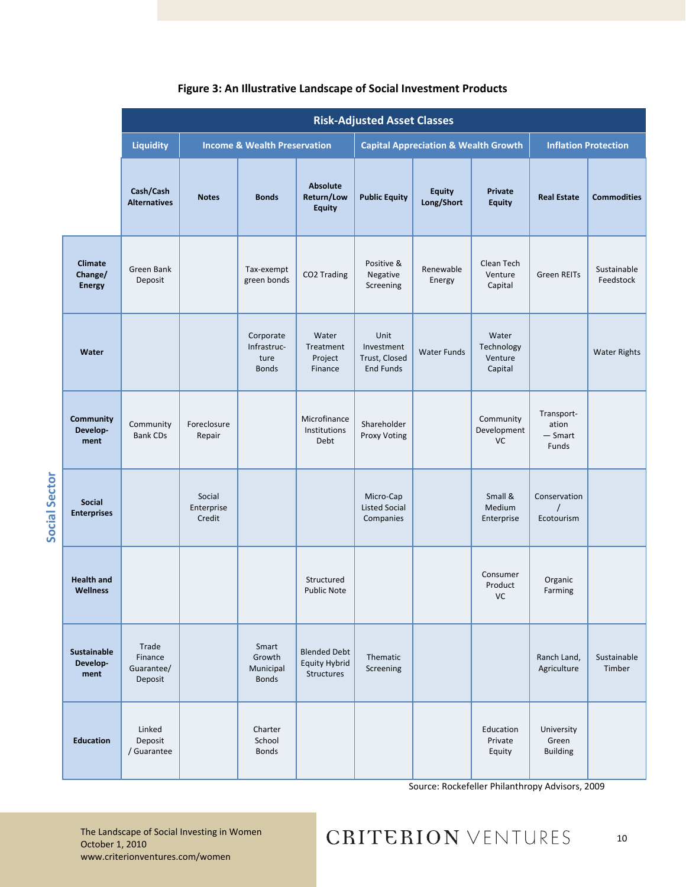**Figure 3: An Illustrative Landscape of Social Investment Products**

| | Risk-Adjusted Asset Classes | | | | | | | | |
|---|---|---|---|---|---|---|---|---|---|
| | Liquidity | Income & Wealth Preservation | | | Capital Appreciation & Wealth Growth | | | Inflation Protection | |
| **Social Sector** | **Cash/Cash Alternatives** | **Notes** | **Bonds** | **Absolute Return/Low Equity** | **Public Equity** | **Equity Long/Short** | **Private Equity** | **Real Estate** | **Commodities** |
| **Climate Change/ Energy** | Green Bank Deposit | | Tax-exempt green bonds | CO2 Trading | Positive & Negative Screening | Renewable Energy | Clean Tech Venture Capital | Green REITs | Sustainable Feedstock |
| **Water** | | | Corporate Infrastructure Bonds | Water Treatment Project Finance | Unit Investment Trust, Closed End Funds | Water Funds | Water Technology Venture Capital | | Water Rights |
| **Community Development** | Community Bank CDs | Foreclosure Repair | | Microfinance Institutions Debt | Shareholder Proxy Voting | | Community Development VC | Transportation — Smart Funds | |
| **Social Enterprises** | | Social Enterprise Credit | | | Micro-Cap Listed Social Companies | | Small & Medium Enterprise | Conservation / Ecotourism | |
| **Health and Wellness** | | | | Structured Public Note | | | Consumer Product VC | Organic Farming | |
| **Sustainable Development** | Trade Finance Guarantee/ Deposit | | Smart Growth Municipal Bonds | Blended Debt Equity Hybrid Structures | Thematic Screening | | | Ranch Land, Agriculture | Sustainable Timber |
| **Education** | Linked Deposit / Guarantee | | Charter School Bonds | | | | Education Private Equity | University Green Building | |

Source: Rockefeller Philanthropy Advisors, 2009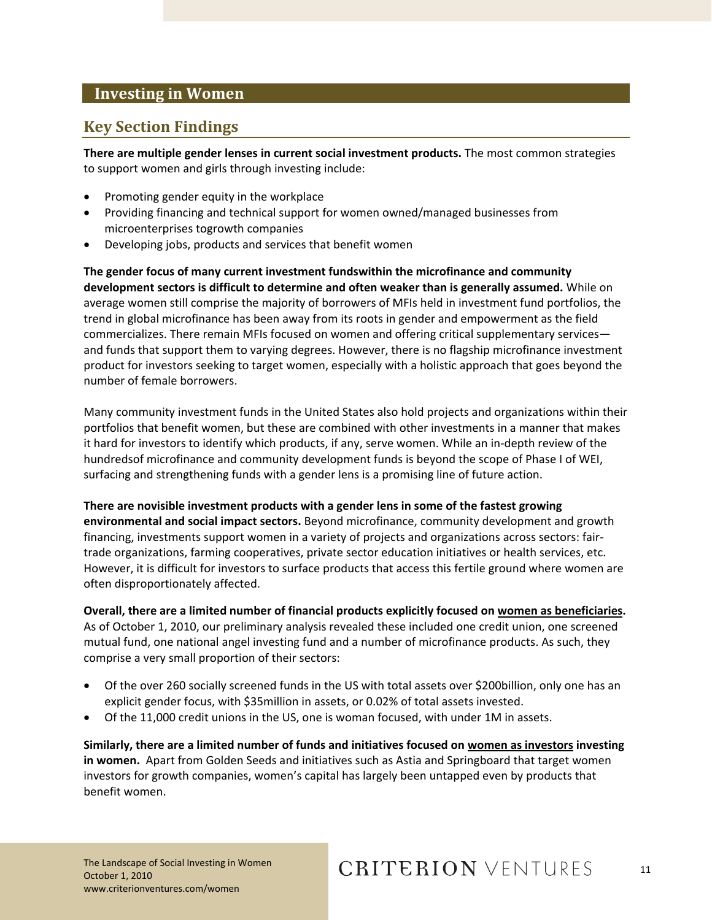## Investing in Women

### Key Section Findings

**There are multiple gender lenses in current social investment products.** The most common strategies to support women and girls through investing include:

- Promoting gender equity in the workplace
- Providing financing and technical support for women owned/managed businesses from microenterprises togrowth companies
- Developing jobs, products and services that benefit women

**The gender focus of many current investment fundswithin the microfinance and community development sectors is difficult to determine and often weaker than is generally assumed.** While on average women still comprise the majority of borrowers of MFIs held in investment fund portfolios, the trend in global microfinance has been away from its roots in gender and empowerment as the field commercializes. There remain MFIs focused on women and offering critical supplementary services—and funds that support them to varying degrees. However, there is no flagship microfinance investment product for investors seeking to target women, especially with a holistic approach that goes beyond the number of female borrowers.

Many community investment funds in the United States also hold projects and organizations within their portfolios that benefit women, but these are combined with other investments in a manner that makes it hard for investors to identify which products, if any, serve women. While an in-depth review of the hundredsof microfinance and community development funds is beyond the scope of Phase I of WEI, surfacing and strengthening funds with a gender lens is a promising line of future action.

**There are novisible investment products with a gender lens in some of the fastest growing environmental and social impact sectors.** Beyond microfinance, community development and growth financing, investments support women in a variety of projects and organizations across sectors: fair-trade organizations, farming cooperatives, private sector education initiatives or health services, etc. However, it is difficult for investors to surface products that access this fertile ground where women are often disproportionately affected.

**Overall, there are a limited number of financial products explicitly focused on <u>women as beneficiaries</u>.** As of October 1, 2010, our preliminary analysis revealed these included one credit union, one screened mutual fund, one national angel investing fund and a number of microfinance products. As such, they comprise a very small proportion of their sectors:

- Of the over 260 socially screened funds in the US with total assets over $200billion, only one has an explicit gender focus, with $35million in assets, or 0.02% of total assets invested.
- Of the 11,000 credit unions in the US, one is woman focused, with under 1M in assets.

**Similarly, there are a limited number of funds and initiatives focused on <u>women as investors</u> investing in women.** Apart from Golden Seeds and initiatives such as Astia and Springboard that target women investors for growth companies, women's capital has largely been untapped even by products that benefit women.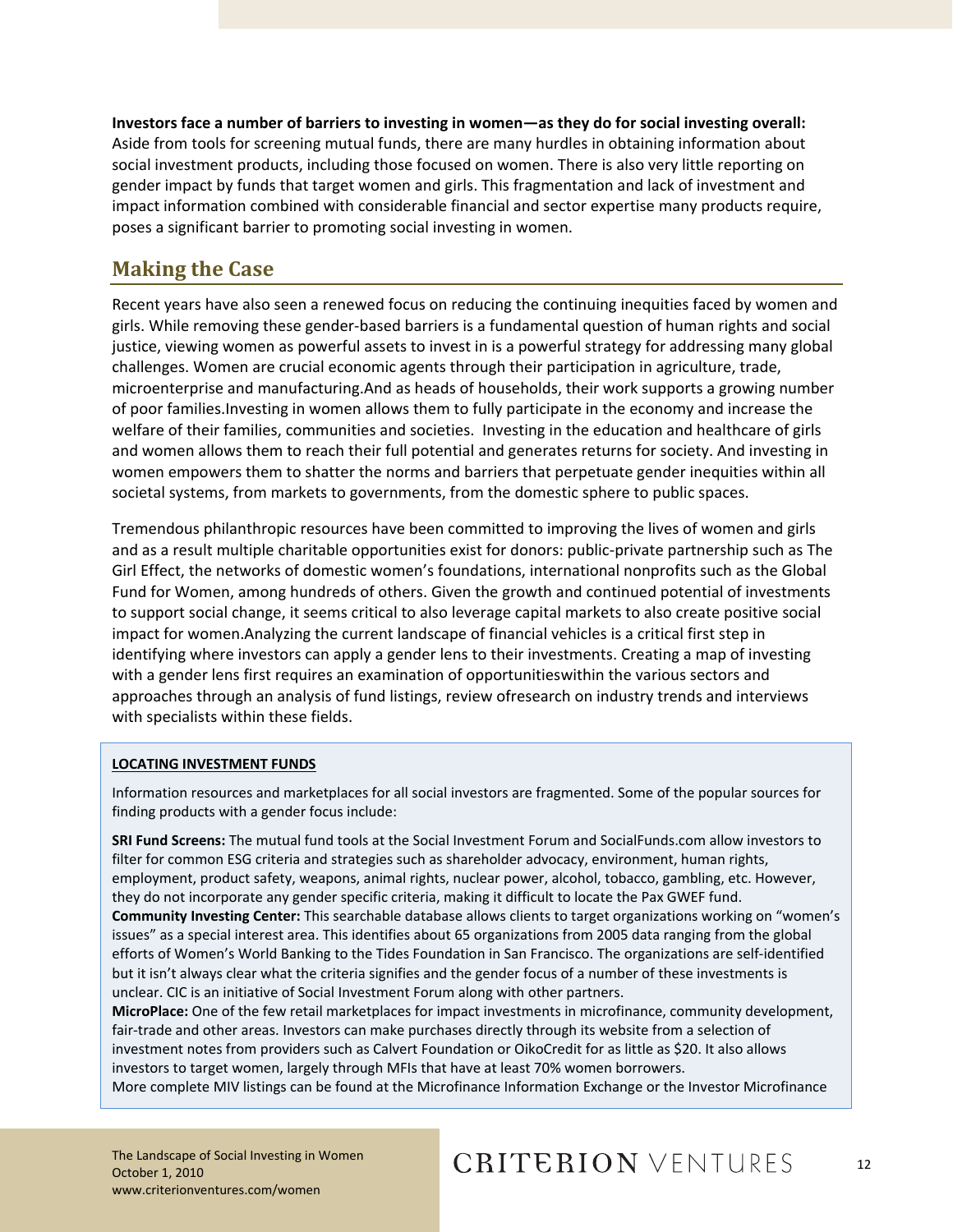**Investors face a number of barriers to investing in women—as they do for social investing overall:** Aside from tools for screening mutual funds, there are many hurdles in obtaining information about social investment products, including those focused on women. There is also very little reporting on gender impact by funds that target women and girls. This fragmentation and lack of investment and impact information combined with considerable financial and sector expertise many products require, poses a significant barrier to promoting social investing in women.

## Making the Case

Recent years have also seen a renewed focus on reducing the continuing inequities faced by women and girls. While removing these gender-based barriers is a fundamental question of human rights and social justice, viewing women as powerful assets to invest in is a powerful strategy for addressing many global challenges. Women are crucial economic agents through their participation in agriculture, trade, microenterprise and manufacturing.And as heads of households, their work supports a growing number of poor families.Investing in women allows them to fully participate in the economy and increase the welfare of their families, communities and societies. Investing in the education and healthcare of girls and women allows them to reach their full potential and generates returns for society. And investing in women empowers them to shatter the norms and barriers that perpetuate gender inequities within all societal systems, from markets to governments, from the domestic sphere to public spaces.

Tremendous philanthropic resources have been committed to improving the lives of women and girls and as a result multiple charitable opportunities exist for donors: public-private partnership such as The Girl Effect, the networks of domestic women's foundations, international nonprofits such as the Global Fund for Women, among hundreds of others. Given the growth and continued potential of investments to support social change, it seems critical to also leverage capital markets to also create positive social impact for women.Analyzing the current landscape of financial vehicles is a critical first step in identifying where investors can apply a gender lens to their investments. Creating a map of investing with a gender lens first requires an examination of opportunitieswithin the various sectors and approaches through an analysis of fund listings, review ofresearch on industry trends and interviews with specialists within these fields.

**LOCATING INVESTMENT FUNDS**

Information resources and marketplaces for all social investors are fragmented. Some of the popular sources for finding products with a gender focus include:

**SRI Fund Screens:** The mutual fund tools at the Social Investment Forum and SocialFunds.com allow investors to filter for common ESG criteria and strategies such as shareholder advocacy, environment, human rights, employment, product safety, weapons, animal rights, nuclear power, alcohol, tobacco, gambling, etc. However, they do not incorporate any gender specific criteria, making it difficult to locate the Pax GWEF fund.

**Community Investing Center:** This searchable database allows clients to target organizations working on "women's issues" as a special interest area. This identifies about 65 organizations from 2005 data ranging from the global efforts of Women's World Banking to the Tides Foundation in San Francisco. The organizations are self-identified but it isn't always clear what the criteria signifies and the gender focus of a number of these investments is unclear. CIC is an initiative of Social Investment Forum along with other partners.

**MicroPlace:** One of the few retail marketplaces for impact investments in microfinance, community development, fair-trade and other areas. Investors can make purchases directly through its website from a selection of investment notes from providers such as Calvert Foundation or OikoCredit for as little as $20. It also allows investors to target women, largely through MFIs that have at least 70% women borrowers.

More complete MIV listings can be found at the Microfinance Information Exchange or the Investor Microfinance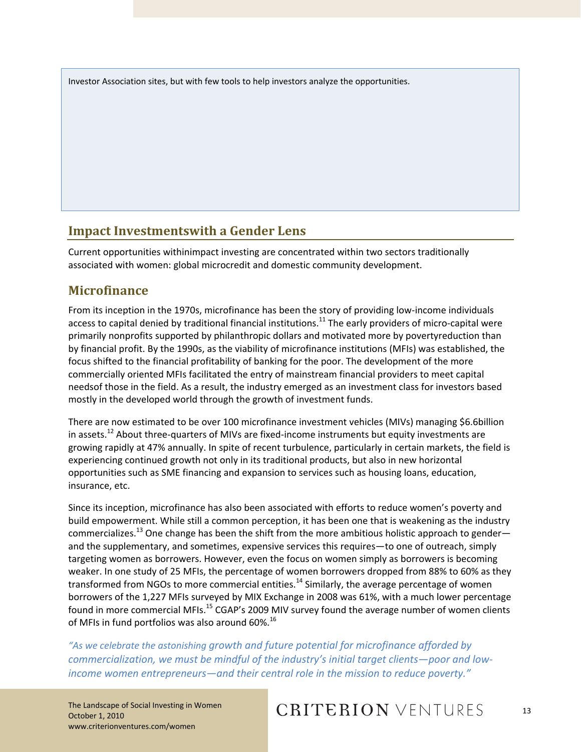Investor Association sites, but with few tools to help investors analyze the opportunities.

## Impact Investmentswith a Gender Lens

Current opportunities withinimpact investing are concentrated within two sectors traditionally associated with women: global microcredit and domestic community development.

### Microfinance

From its inception in the 1970s, microfinance has been the story of providing low-income individuals access to capital denied by traditional financial institutions.[11] The early providers of micro-capital were primarily nonprofits supported by philanthropic dollars and motivated more by povertyreduction than by financial profit. By the 1990s, as the viability of microfinance institutions (MFIs) was established, the focus shifted to the financial profitability of banking for the poor. The development of the more commercially oriented MFIs facilitated the entry of mainstream financial providers to meet capital needsof those in the field. As a result, the industry emerged as an investment class for investors based mostly in the developed world through the growth of investment funds.

There are now estimated to be over 100 microfinance investment vehicles (MIVs) managing $6.6billion in assets.[12] About three-quarters of MIVs are fixed-income instruments but equity investments are growing rapidly at 47% annually. In spite of recent turbulence, particularly in certain markets, the field is experiencing continued growth not only in its traditional products, but also in new horizontal opportunities such as SME financing and expansion to services such as housing loans, education, insurance, etc.

Since its inception, microfinance has also been associated with efforts to reduce women's poverty and build empowerment. While still a common perception, it has been one that is weakening as the industry commercializes.[13] One change has been the shift from the more ambitious holistic approach to gender—and the supplementary, and sometimes, expensive services this requires—to one of outreach, simply targeting women as borrowers. However, even the focus on women simply as borrowers is becoming weaker. In one study of 25 MFIs, the percentage of women borrowers dropped from 88% to 60% as they transformed from NGOs to more commercial entities.[14] Similarly, the average percentage of women borrowers of the 1,227 MFIs surveyed by MIX Exchange in 2008 was 61%, with a much lower percentage found in more commercial MFIs.[15] CGAP's 2009 MIV survey found the average number of women clients of MFIs in fund portfolios was also around 60%.[16]

*"As we celebrate the astonishing growth and future potential for microfinance afforded by commercialization, we must be mindful of the industry's initial target clients—poor and low-income women entrepreneurs—and their central role in the mission to reduce poverty."*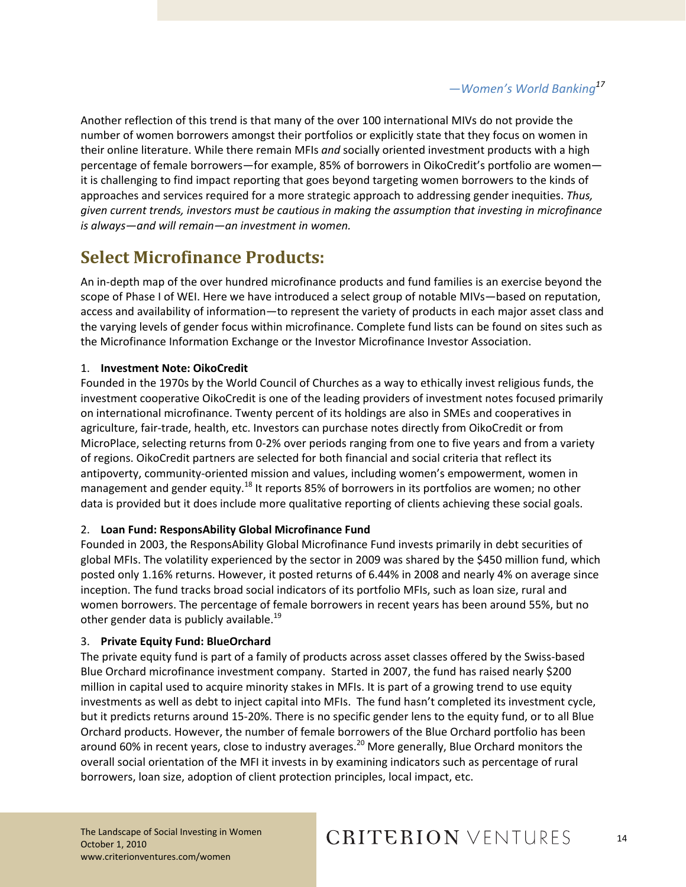*—Women's World Banking*[17]

Another reflection of this trend is that many of the over 100 international MIVs do not provide the number of women borrowers amongst their portfolios or explicitly state that they focus on women in their online literature. While there remain MFIs *and* socially oriented investment products with a high percentage of female borrowers—for example, 85% of borrowers in OikoCredit's portfolio are women—it is challenging to find impact reporting that goes beyond targeting women borrowers to the kinds of approaches and services required for a more strategic approach to addressing gender inequities. *Thus, given current trends, investors must be cautious in making the assumption that investing in microfinance is always—and will remain—an investment in women.*

## Select Microfinance Products:

An in-depth map of the over hundred microfinance products and fund families is an exercise beyond the scope of Phase I of WEI. Here we have introduced a select group of notable MIVs—based on reputation, access and availability of information—to represent the variety of products in each major asset class and the varying levels of gender focus within microfinance. Complete fund lists can be found on sites such as the Microfinance Information Exchange or the Investor Microfinance Investor Association.

1. **Investment Note: OikoCredit**

Founded in the 1970s by the World Council of Churches as a way to ethically invest religious funds, the investment cooperative OikoCredit is one of the leading providers of investment notes focused primarily on international microfinance. Twenty percent of its holdings are also in SMEs and cooperatives in agriculture, fair-trade, health, etc. Investors can purchase notes directly from OikoCredit or from MicroPlace, selecting returns from 0-2% over periods ranging from one to five years and from a variety of regions. OikoCredit partners are selected for both financial and social criteria that reflect its antipoverty, community-oriented mission and values, including women's empowerment, women in management and gender equity.[18] It reports 85% of borrowers in its portfolios are women; no other data is provided but it does include more qualitative reporting of clients achieving these social goals.

2. **Loan Fund: ResponsAbility Global Microfinance Fund**

Founded in 2003, the ResponsAbility Global Microfinance Fund invests primarily in debt securities of global MFIs. The volatility experienced by the sector in 2009 was shared by the $450 million fund, which posted only 1.16% returns. However, it posted returns of 6.44% in 2008 and nearly 4% on average since inception. The fund tracks broad social indicators of its portfolio MFIs, such as loan size, rural and women borrowers. The percentage of female borrowers in recent years has been around 55%, but no other gender data is publicly available.[19]

3. **Private Equity Fund: BlueOrchard**

The private equity fund is part of a family of products across asset classes offered by the Swiss-based Blue Orchard microfinance investment company. Started in 2007, the fund has raised nearly $200 million in capital used to acquire minority stakes in MFIs. It is part of a growing trend to use equity investments as well as debt to inject capital into MFIs. The fund hasn't completed its investment cycle, but it predicts returns around 15-20%. There is no specific gender lens to the equity fund, or to all Blue Orchard products. However, the number of female borrowers of the Blue Orchard portfolio has been around 60% in recent years, close to industry averages.[20] More generally, Blue Orchard monitors the overall social orientation of the MFI it invests in by examining indicators such as percentage of rural borrowers, loan size, adoption of client protection principles, local impact, etc.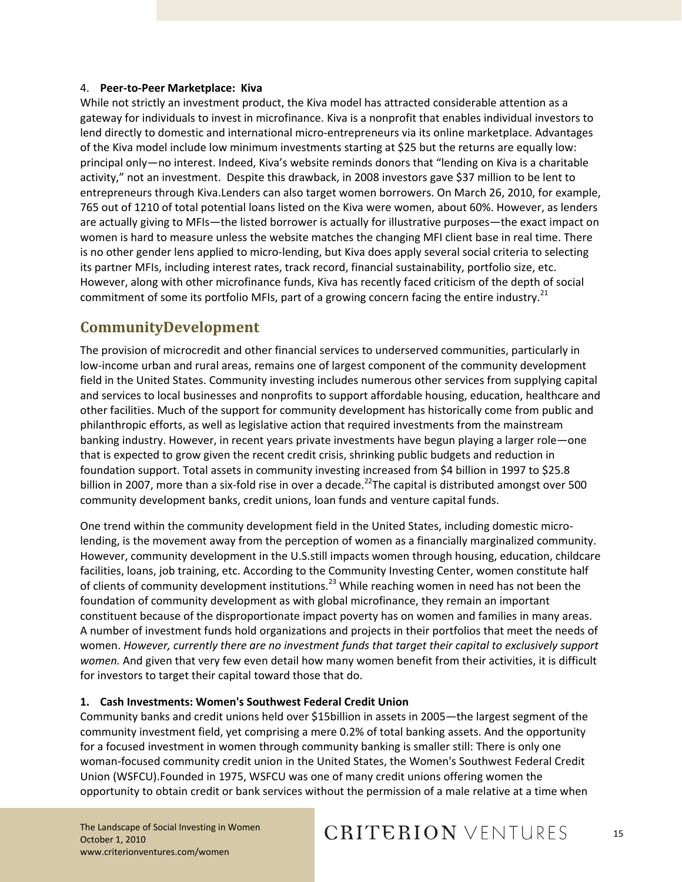4. **Peer-to-Peer Marketplace: Kiva**

While not strictly an investment product, the Kiva model has attracted considerable attention as a gateway for individuals to invest in microfinance. Kiva is a nonprofit that enables individual investors to lend directly to domestic and international micro-entrepreneurs via its online marketplace. Advantages of the Kiva model include low minimum investments starting at $25 but the returns are equally low: principal only—no interest. Indeed, Kiva's website reminds donors that "lending on Kiva is a charitable activity," not an investment. Despite this drawback, in 2008 investors gave $37 million to be lent to entrepreneurs through Kiva.Lenders can also target women borrowers. On March 26, 2010, for example, 765 out of 1210 of total potential loans listed on the Kiva were women, about 60%. However, as lenders are actually giving to MFIs—the listed borrower is actually for illustrative purposes—the exact impact on women is hard to measure unless the website matches the changing MFI client base in real time. There is no other gender lens applied to micro-lending, but Kiva does apply several social criteria to selecting its partner MFIs, including interest rates, track record, financial sustainability, portfolio size, etc. However, along with other microfinance funds, Kiva has recently faced criticism of the depth of social commitment of some its portfolio MFIs, part of a growing concern facing the entire industry.[21]

## CommunityDevelopment

The provision of microcredit and other financial services to underserved communities, particularly in low-income urban and rural areas, remains one of largest component of the community development field in the United States. Community investing includes numerous other services from supplying capital and services to local businesses and nonprofits to support affordable housing, education, healthcare and other facilities. Much of the support for community development has historically come from public and philanthropic efforts, as well as legislative action that required investments from the mainstream banking industry. However, in recent years private investments have begun playing a larger role—one that is expected to grow given the recent credit crisis, shrinking public budgets and reduction in foundation support. Total assets in community investing increased from $4 billion in 1997 to $25.8 billion in 2007, more than a six-fold rise in over a decade.[22]The capital is distributed amongst over 500 community development banks, credit unions, loan funds and venture capital funds.

One trend within the community development field in the United States, including domestic micro-lending, is the movement away from the perception of women as a financially marginalized community. However, community development in the U.S.still impacts women through housing, education, childcare facilities, loans, job training, etc. According to the Community Investing Center, women constitute half of clients of community development institutions.[23] While reaching women in need has not been the foundation of community development as with global microfinance, they remain an important constituent because of the disproportionate impact poverty has on women and families in many areas. A number of investment funds hold organizations and projects in their portfolios that meet the needs of women. *However, currently there are no investment funds that target their capital to exclusively support women.* And given that very few even detail how many women benefit from their activities, it is difficult for investors to target their capital toward those that do.

**1. Cash Investments: Women's Southwest Federal Credit Union**

Community banks and credit unions held over $15billion in assets in 2005—the largest segment of the community investment field, yet comprising a mere 0.2% of total banking assets. And the opportunity for a focused investment in women through community banking is smaller still: There is only one woman-focused community credit union in the United States, the Women's Southwest Federal Credit Union (WSFCU).Founded in 1975, WSFCU was one of many credit unions offering women the opportunity to obtain credit or bank services without the permission of a male relative at a time when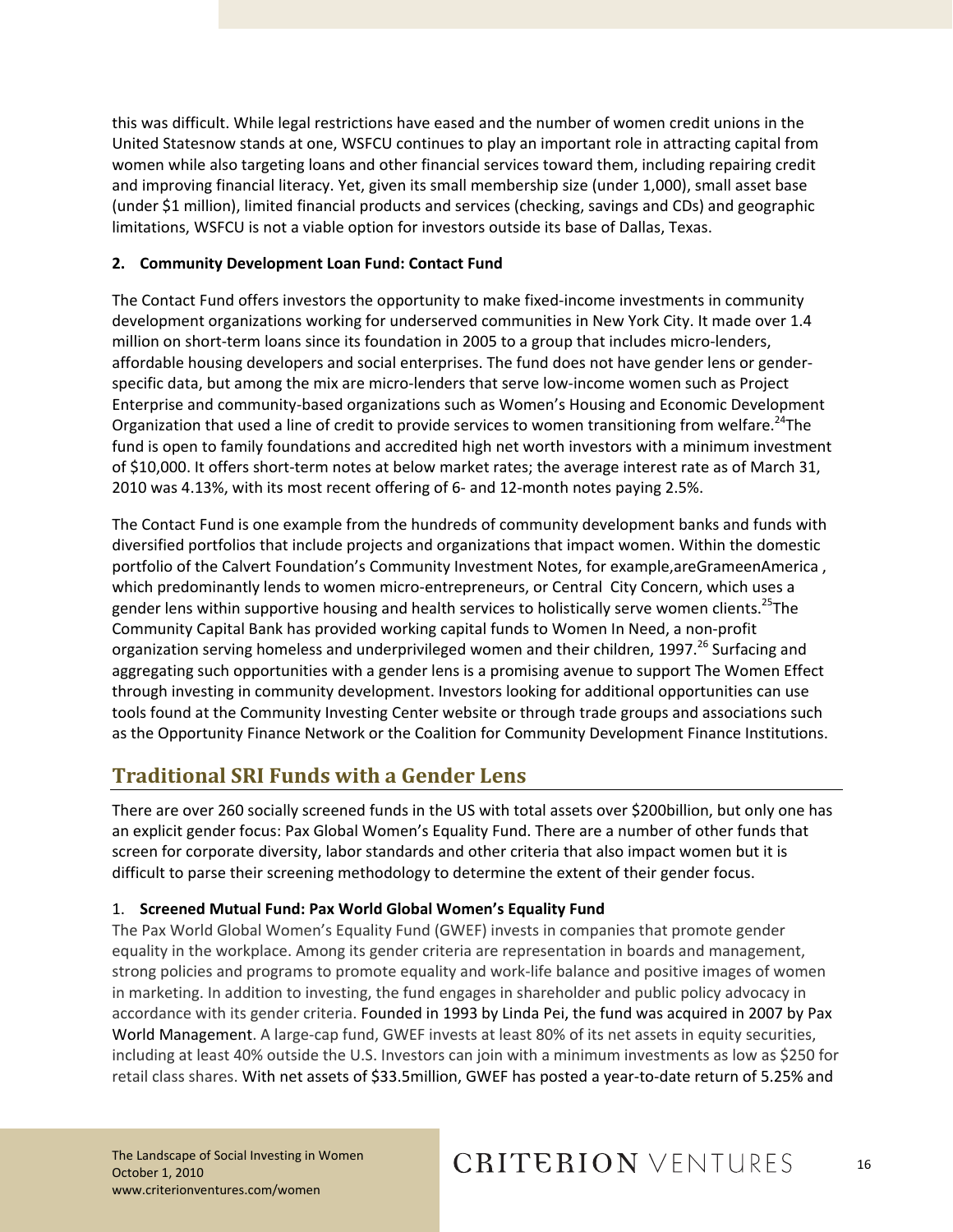this was difficult. While legal restrictions have eased and the number of women credit unions in the United Statesnow stands at one, WSFCU continues to play an important role in attracting capital from women while also targeting loans and other financial services toward them, including repairing credit and improving financial literacy. Yet, given its small membership size (under 1,000), small asset base (under $1 million), limited financial products and services (checking, savings and CDs) and geographic limitations, WSFCU is not a viable option for investors outside its base of Dallas, Texas.

**2. Community Development Loan Fund: Contact Fund**

The Contact Fund offers investors the opportunity to make fixed-income investments in community development organizations working for underserved communities in New York City. It made over 1.4 million on short-term loans since its foundation in 2005 to a group that includes micro-lenders, affordable housing developers and social enterprises. The fund does not have gender lens or gender-specific data, but among the mix are micro-lenders that serve low-income women such as Project Enterprise and community-based organizations such as Women's Housing and Economic Development Organization that used a line of credit to provide services to women transitioning from welfare.[24]The fund is open to family foundations and accredited high net worth investors with a minimum investment of $10,000. It offers short-term notes at below market rates; the average interest rate as of March 31, 2010 was 4.13%, with its most recent offering of 6- and 12-month notes paying 2.5%.

The Contact Fund is one example from the hundreds of community development banks and funds with diversified portfolios that include projects and organizations that impact women. Within the domestic portfolio of the Calvert Foundation's Community Investment Notes, for example,areGrameenAmerica , which predominantly lends to women micro-entrepreneurs, or Central City Concern, which uses a gender lens within supportive housing and health services to holistically serve women clients.[25]The Community Capital Bank has provided working capital funds to Women In Need, a non-profit organization serving homeless and underprivileged women and their children, 1997.[26] Surfacing and aggregating such opportunities with a gender lens is a promising avenue to support The Women Effect through investing in community development. Investors looking for additional opportunities can use tools found at the Community Investing Center website or through trade groups and associations such as the Opportunity Finance Network or the Coalition for Community Development Finance Institutions.

## Traditional SRI Funds with a Gender Lens

There are over 260 socially screened funds in the US with total assets over $200billion, but only one has an explicit gender focus: Pax Global Women's Equality Fund. There are a number of other funds that screen for corporate diversity, labor standards and other criteria that also impact women but it is difficult to parse their screening methodology to determine the extent of their gender focus.

1. **Screened Mutual Fund: Pax World Global Women's Equality Fund**

The Pax World Global Women's Equality Fund (GWEF) invests in companies that promote gender equality in the workplace. Among its gender criteria are representation in boards and management, strong policies and programs to promote equality and work-life balance and positive images of women in marketing. In addition to investing, the fund engages in shareholder and public policy advocacy in accordance with its gender criteria. Founded in 1993 by Linda Pei, the fund was acquired in 2007 by Pax World Management. A large-cap fund, GWEF invests at least 80% of its net assets in equity securities, including at least 40% outside the U.S. Investors can join with a minimum investments as low as $250 for retail class shares. With net assets of $33.5million, GWEF has posted a year-to-date return of 5.25% and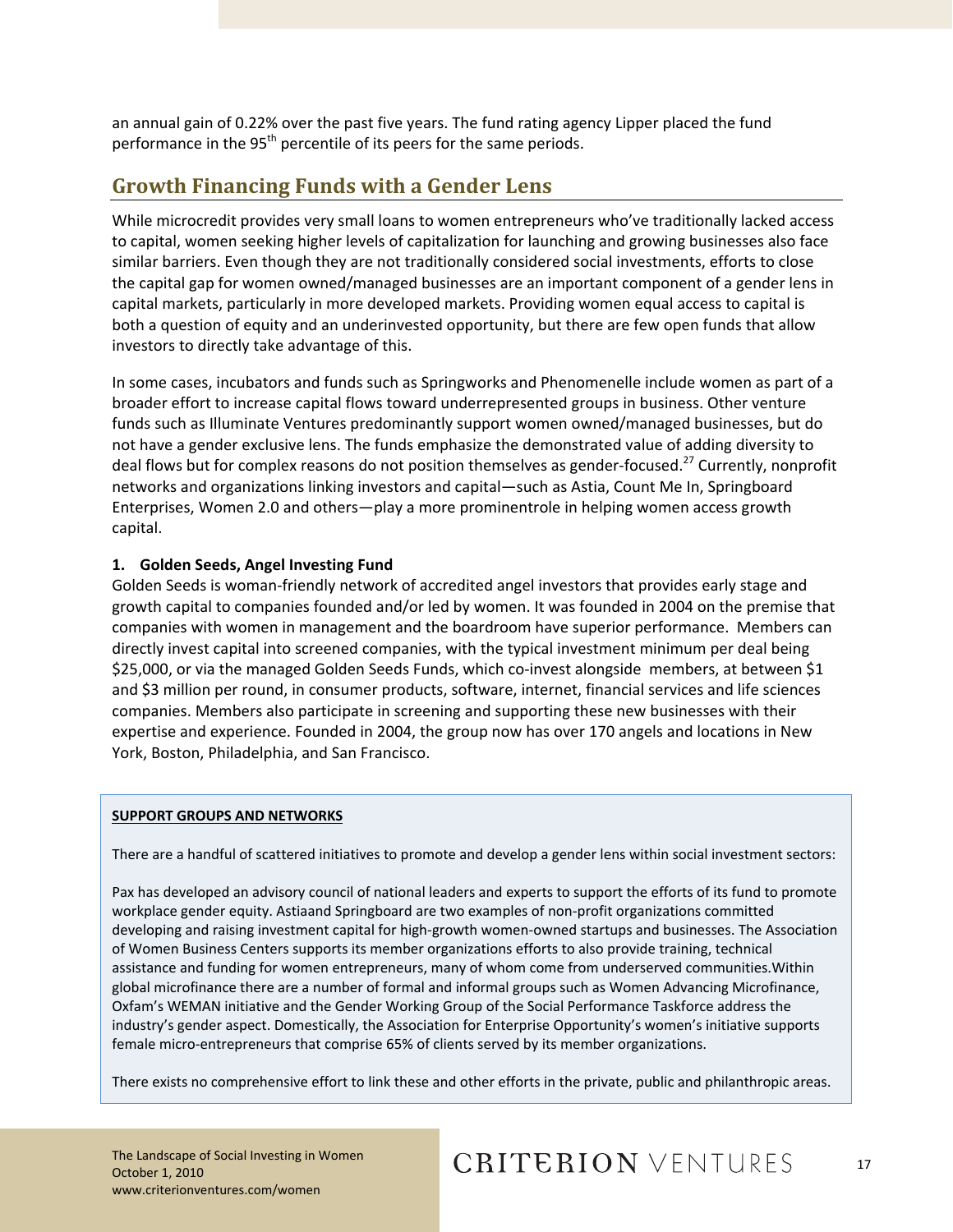an annual gain of 0.22% over the past five years. The fund rating agency Lipper placed the fund performance in the 95th percentile of its peers for the same periods.

## Growth Financing Funds with a Gender Lens

While microcredit provides very small loans to women entrepreneurs who've traditionally lacked access to capital, women seeking higher levels of capitalization for launching and growing businesses also face similar barriers. Even though they are not traditionally considered social investments, efforts to close the capital gap for women owned/managed businesses are an important component of a gender lens in capital markets, particularly in more developed markets. Providing women equal access to capital is both a question of equity and an underinvested opportunity, but there are few open funds that allow investors to directly take advantage of this.

In some cases, incubators and funds such as Springworks and Phenomenelle include women as part of a broader effort to increase capital flows toward underrepresented groups in business. Other venture funds such as Illuminate Ventures predominantly support women owned/managed businesses, but do not have a gender exclusive lens. The funds emphasize the demonstrated value of adding diversity to deal flows but for complex reasons do not position themselves as gender-focused.[27] Currently, nonprofit networks and organizations linking investors and capital—such as Astia, Count Me In, Springboard Enterprises, Women 2.0 and others—play a more prominentrole in helping women access growth capital.

**1. Golden Seeds, Angel Investing Fund**

Golden Seeds is woman-friendly network of accredited angel investors that provides early stage and growth capital to companies founded and/or led by women. It was founded in 2004 on the premise that companies with women in management and the boardroom have superior performance. Members can directly invest capital into screened companies, with the typical investment minimum per deal being $25,000, or via the managed Golden Seeds Funds, which co-invest alongside members, at between $1 and $3 million per round, in consumer products, software, internet, financial services and life sciences companies. Members also participate in screening and supporting these new businesses with their expertise and experience. Founded in 2004, the group now has over 170 angels and locations in New York, Boston, Philadelphia, and San Francisco.

**SUPPORT GROUPS AND NETWORKS**

There are a handful of scattered initiatives to promote and develop a gender lens within social investment sectors:

Pax has developed an advisory council of national leaders and experts to support the efforts of its fund to promote workplace gender equity. Astiaand Springboard are two examples of non-profit organizations committed developing and raising investment capital for high-growth women-owned startups and businesses. The Association of Women Business Centers supports its member organizations efforts to also provide training, technical assistance and funding for women entrepreneurs, many of whom come from underserved communities.Within global microfinance there are a number of formal and informal groups such as Women Advancing Microfinance, Oxfam's WEMAN initiative and the Gender Working Group of the Social Performance Taskforce address the industry's gender aspect. Domestically, the Association for Enterprise Opportunity's women's initiative supports female micro-entrepreneurs that comprise 65% of clients served by its member organizations.

There exists no comprehensive effort to link these and other efforts in the private, public and philanthropic areas.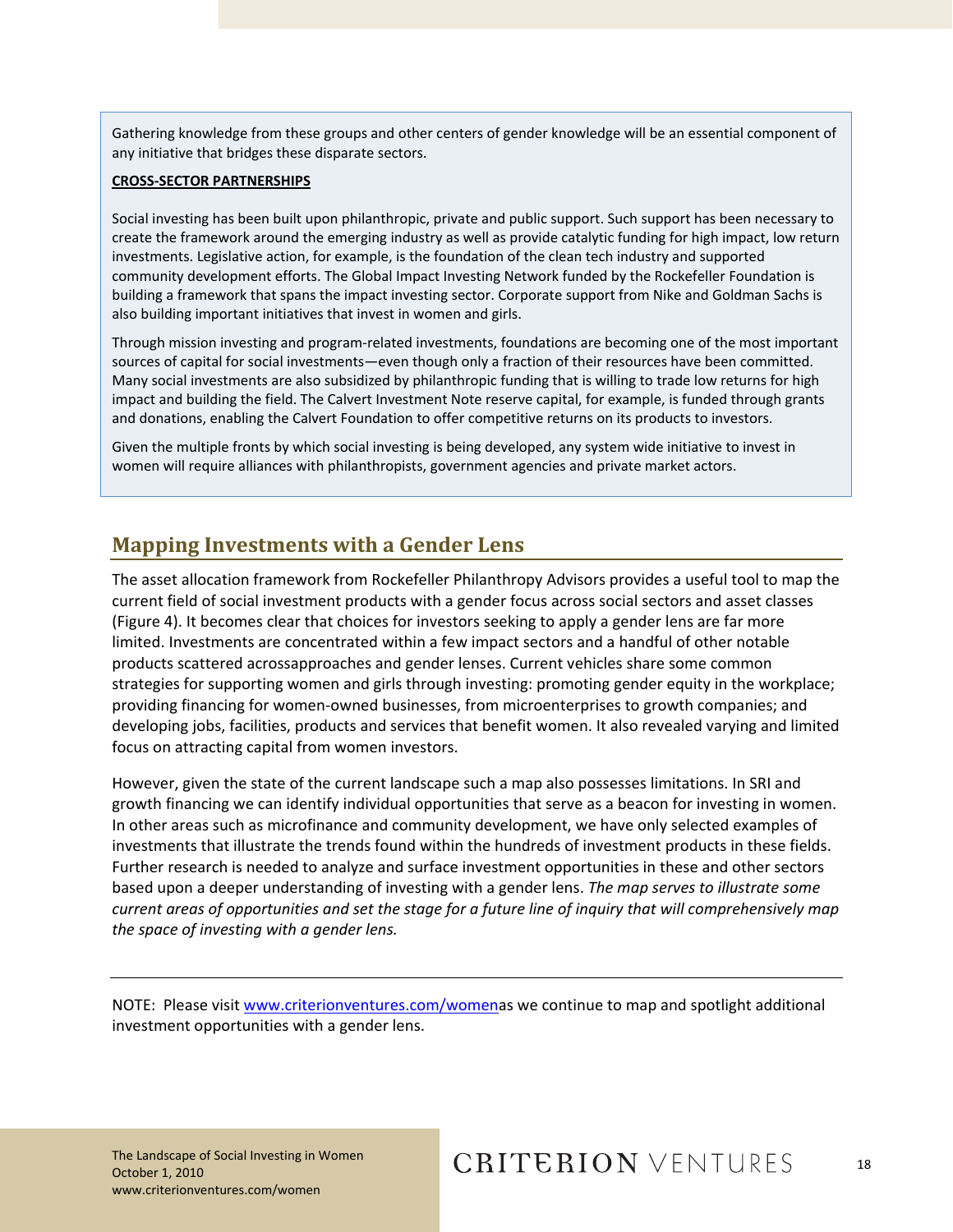Gathering knowledge from these groups and other centers of gender knowledge will be an essential component of any initiative that bridges these disparate sectors.

**CROSS-SECTOR PARTNERSHIPS**

Social investing has been built upon philanthropic, private and public support. Such support has been necessary to create the framework around the emerging industry as well as provide catalytic funding for high impact, low return investments. Legislative action, for example, is the foundation of the clean tech industry and supported community development efforts. The Global Impact Investing Network funded by the Rockefeller Foundation is building a framework that spans the impact investing sector. Corporate support from Nike and Goldman Sachs is also building important initiatives that invest in women and girls.

Through mission investing and program-related investments, foundations are becoming one of the most important sources of capital for social investments—even though only a fraction of their resources have been committed. Many social investments are also subsidized by philanthropic funding that is willing to trade low returns for high impact and building the field. The Calvert Investment Note reserve capital, for example, is funded through grants and donations, enabling the Calvert Foundation to offer competitive returns on its products to investors.

Given the multiple fronts by which social investing is being developed, any system wide initiative to invest in women will require alliances with philanthropists, government agencies and private market actors.

## Mapping Investments with a Gender Lens

The asset allocation framework from Rockefeller Philanthropy Advisors provides a useful tool to map the current field of social investment products with a gender focus across social sectors and asset classes (Figure 4). It becomes clear that choices for investors seeking to apply a gender lens are far more limited. Investments are concentrated within a few impact sectors and a handful of other notable products scattered acrossapproaches and gender lenses. Current vehicles share some common strategies for supporting women and girls through investing: promoting gender equity in the workplace; providing financing for women-owned businesses, from microenterprises to growth companies; and developing jobs, facilities, products and services that benefit women. It also revealed varying and limited focus on attracting capital from women investors.

However, given the state of the current landscape such a map also possesses limitations. In SRI and growth financing we can identify individual opportunities that serve as a beacon for investing in women. In other areas such as microfinance and community development, we have only selected examples of investments that illustrate the trends found within the hundreds of investment products in these fields. Further research is needed to analyze and surface investment opportunities in these and other sectors based upon a deeper understanding of investing with a gender lens. *The map serves to illustrate some current areas of opportunities and set the stage for a future line of inquiry that will comprehensively map the space of investing with a gender lens.*

---

NOTE: Please visit www.criterionventures.com/womenas we continue to map and spotlight additional investment opportunities with a gender lens.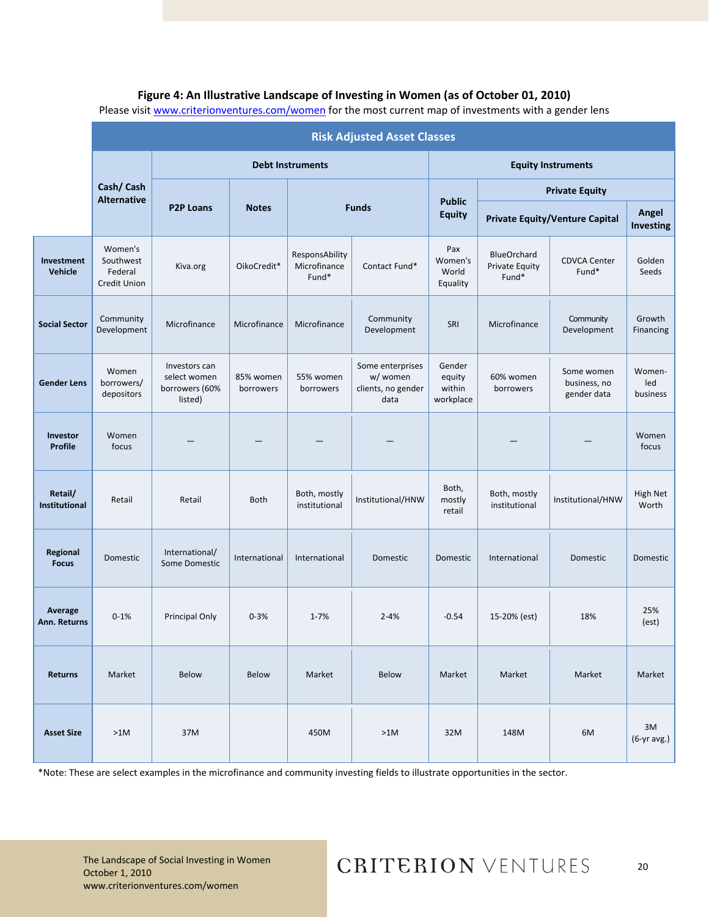**Figure 4: An Illustrative Landscape of Investing in Women (as of October 01, 2010)**

Please visit www.criterionventures.com/women for the most current map of investments with a gender lens

| | Risk Adjusted Asset Classes | | | | | | | | |
|---|---|---|---|---|---|---|---|---|---|
| | Cash/ Cash Alternative | Debt Instruments | | | | Equity Instruments | | | |
| | | P2P Loans | Notes | Funds | | Public Equity | Private Equity | | |
| | | | | | | | Private Equity/Venture Capital | | Angel Investing |
| **Investment Vehicle** | Women's Southwest Federal Credit Union | Kiva.org | OikoCredit* | ResponsAbility Microfinance Fund* | Contact Fund* | Pax Women's World Equality | BlueOrchard Private Equity Fund* | CDVCA Center Fund* | Golden Seeds |
| **Social Sector** | Community Development | Microfinance | Microfinance | Microfinance | Community Development | SRI | Microfinance | Community Development | Growth Financing |
| **Gender Lens** | Women borrowers/ depositors | Investors can select women borrowers (60% listed) | 85% women borrowers | 55% women borrowers | Some enterprises w/ women clients, no gender data | Gender equity within workplace | 60% women borrowers | Some women business, no gender data | Women-led business |
| **Investor Profile** | Women focus | — | — | — | — | | — | — | Women focus |
| **Retail/ Institutional** | Retail | Retail | Both | Both, mostly institutional | Institutional/HNW | Both, mostly retail | Both, mostly institutional | Institutional/HNW | High Net Worth |
| **Regional Focus** | Domestic | International/ Some Domestic | International | International | Domestic | Domestic | International | Domestic | Domestic |
| **Average Ann. Returns** | 0-1% | Principal Only | 0-3% | 1-7% | 2-4% | -0.54 | 15-20% (est) | 18% | 25% (est) |
| **Returns** | Market | Below | Below | Market | Below | Market | Market | Market | Market |
| **Asset Size** | >1M | 37M | | 450M | >1M | 32M | 148M | 6M | 3M (6-yr avg.) |

*Note: These are select examples in the microfinance and community investing fields to illustrate opportunities in the sector.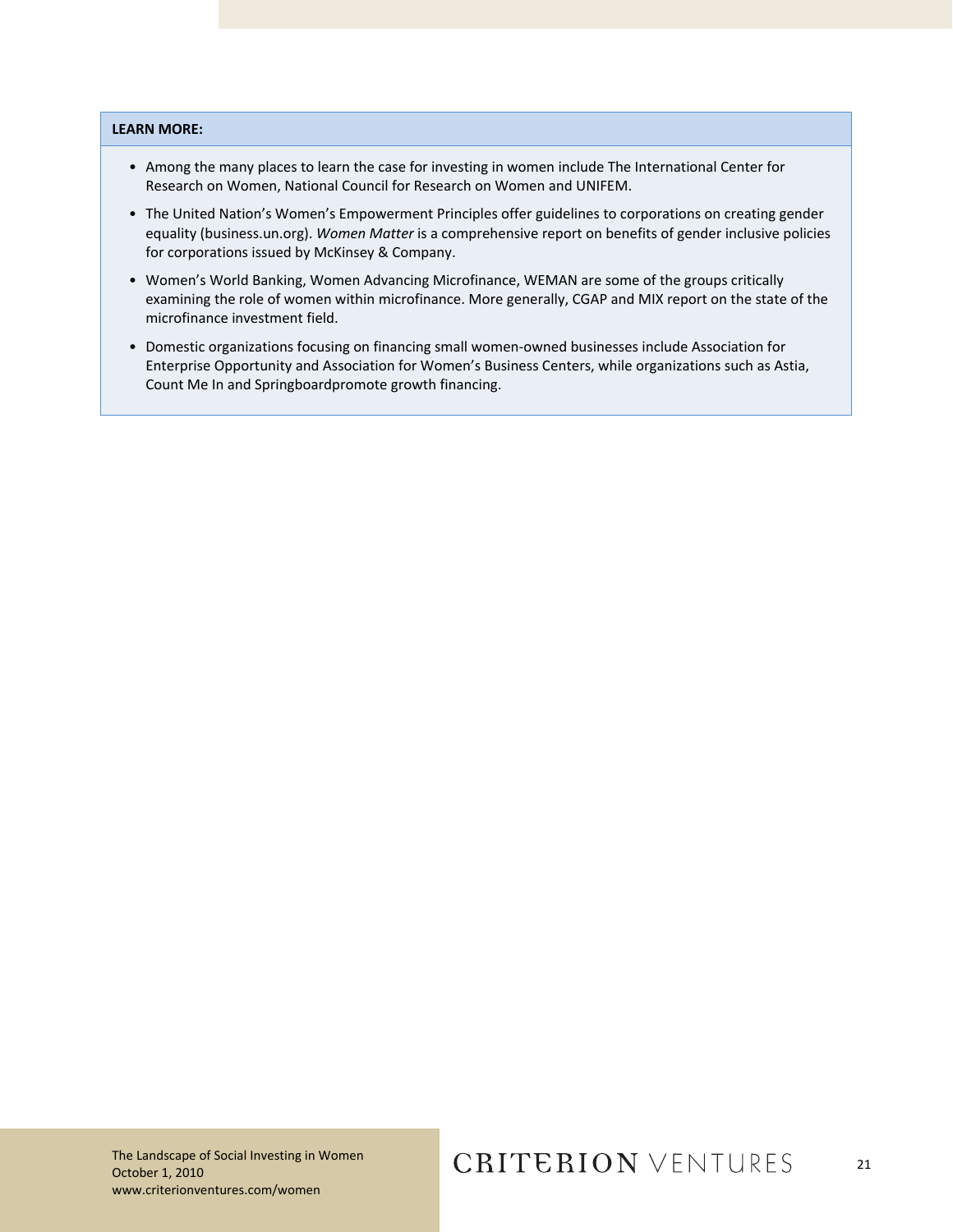**LEARN MORE:**

- Among the many places to learn the case for investing in women include The International Center for Research on Women, National Council for Research on Women and UNIFEM.
- The United Nation's Women's Empowerment Principles offer guidelines to corporations on creating gender equality (business.un.org). *Women Matter* is a comprehensive report on benefits of gender inclusive policies for corporations issued by McKinsey & Company.
- Women's World Banking, Women Advancing Microfinance, WEMAN are some of the groups critically examining the role of women within microfinance. More generally, CGAP and MIX report on the state of the microfinance investment field.
- Domestic organizations focusing on financing small women-owned businesses include Association for Enterprise Opportunity and Association for Women's Business Centers, while organizations such as Astia, Count Me In and Springboardpromote growth financing.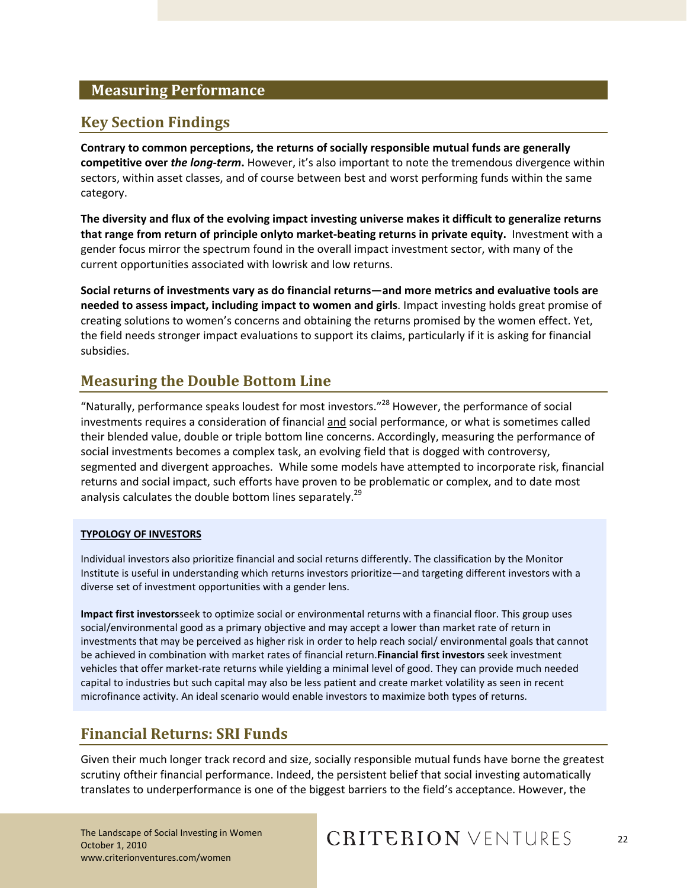## Measuring Performance

### Key Section Findings

**Contrary to common perceptions, the returns of socially responsible mutual funds are generally competitive over *the long-term*.** However, it's also important to note the tremendous divergence within sectors, within asset classes, and of course between best and worst performing funds within the same category.

**The diversity and flux of the evolving impact investing universe makes it difficult to generalize returns that range from return of principle onlyto market-beating returns in private equity.** Investment with a gender focus mirror the spectrum found in the overall impact investment sector, with many of the current opportunities associated with lowrisk and low returns.

**Social returns of investments vary as do financial returns—and more metrics and evaluative tools are needed to assess impact, including impact to women and girls**. Impact investing holds great promise of creating solutions to women's concerns and obtaining the returns promised by the women effect. Yet, the field needs stronger impact evaluations to support its claims, particularly if it is asking for financial subsidies.

### Measuring the Double Bottom Line

"Naturally, performance speaks loudest for most investors."[28] However, the performance of social investments requires a consideration of financial and social performance, or what is sometimes called their blended value, double or triple bottom line concerns. Accordingly, measuring the performance of social investments becomes a complex task, an evolving field that is dogged with controversy, segmented and divergent approaches. While some models have attempted to incorporate risk, financial returns and social impact, such efforts have proven to be problematic or complex, and to date most analysis calculates the double bottom lines separately.[29]

**TYPOLOGY OF INVESTORS**

Individual investors also prioritize financial and social returns differently. The classification by the Monitor Institute is useful in understanding which returns investors prioritize—and targeting different investors with a diverse set of investment opportunities with a gender lens.

**Impact first investors**seek to optimize social or environmental returns with a financial floor. This group uses social/environmental good as a primary objective and may accept a lower than market rate of return in investments that may be perceived as higher risk in order to help reach social/ environmental goals that cannot be achieved in combination with market rates of financial return.**Financial first investors** seek investment vehicles that offer market-rate returns while yielding a minimal level of good. They can provide much needed capital to industries but such capital may also be less patient and create market volatility as seen in recent microfinance activity. An ideal scenario would enable investors to maximize both types of returns.

### Financial Returns: SRI Funds

Given their much longer track record and size, socially responsible mutual funds have borne the greatest scrutiny oftheir financial performance. Indeed, the persistent belief that social investing automatically translates to underperformance is one of the biggest barriers to the field's acceptance. However, the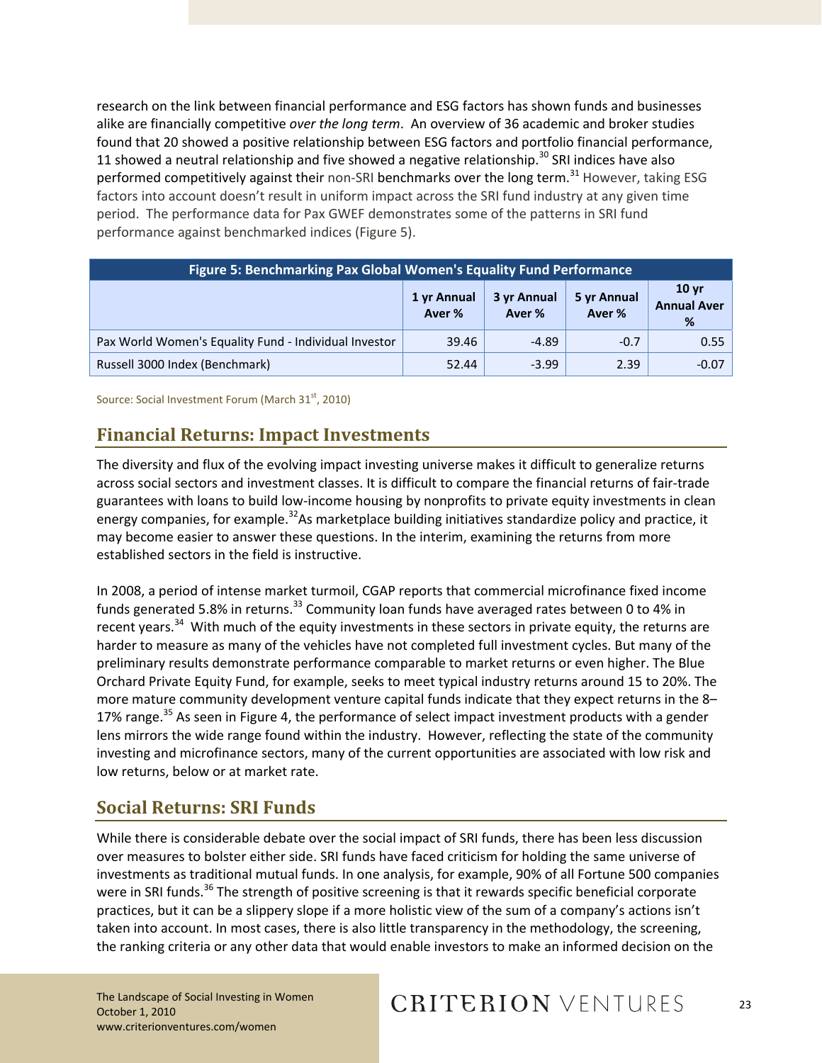research on the link between financial performance and ESG factors has shown funds and businesses alike are financially competitive *over the long term*. An overview of 36 academic and broker studies found that 20 showed a positive relationship between ESG factors and portfolio financial performance, 11 showed a neutral relationship and five showed a negative relationship.[30] SRI indices have also performed competitively against their non-SRI benchmarks over the long term.[31] However, taking ESG factors into account doesn't result in uniform impact across the SRI fund industry at any given time period. The performance data for Pax GWEF demonstrates some of the patterns in SRI fund performance against benchmarked indices (Figure 5).

| Figure 5: Benchmarking Pax Global Women's Equality Fund Performance | | | | |
|---|---|---|---|---|
| | 1 yr Annual Aver % | 3 yr Annual Aver % | 5 yr Annual Aver % | 10 yr Annual Aver % |
| Pax World Women's Equality Fund - Individual Investor | 39.46 | -4.89 | -0.7 | 0.55 |
| Russell 3000 Index (Benchmark) | 52.44 | -3.99 | 2.39 | -0.07 |

Source: Social Investment Forum (March 31st, 2010)

## Financial Returns: Impact Investments

The diversity and flux of the evolving impact investing universe makes it difficult to generalize returns across social sectors and investment classes. It is difficult to compare the financial returns of fair-trade guarantees with loans to build low-income housing by nonprofits to private equity investments in clean energy companies, for example.[32] As marketplace building initiatives standardize policy and practice, it may become easier to answer these questions. In the interim, examining the returns from more established sectors in the field is instructive.

In 2008, a period of intense market turmoil, CGAP reports that commercial microfinance fixed income funds generated 5.8% in returns.[33] Community loan funds have averaged rates between 0 to 4% in recent years.[34] With much of the equity investments in these sectors in private equity, the returns are harder to measure as many of the vehicles have not completed full investment cycles. But many of the preliminary results demonstrate performance comparable to market returns or even higher. The Blue Orchard Private Equity Fund, for example, seeks to meet typical industry returns around 15 to 20%. The more mature community development venture capital funds indicate that they expect returns in the 8–17% range.[35] As seen in Figure 4, the performance of select impact investment products with a gender lens mirrors the wide range found within the industry. However, reflecting the state of the community investing and microfinance sectors, many of the current opportunities are associated with low risk and low returns, below or at market rate.

## Social Returns: SRI Funds

While there is considerable debate over the social impact of SRI funds, there has been less discussion over measures to bolster either side. SRI funds have faced criticism for holding the same universe of investments as traditional mutual funds. In one analysis, for example, 90% of all Fortune 500 companies were in SRI funds.[36] The strength of positive screening is that it rewards specific beneficial corporate practices, but it can be a slippery slope if a more holistic view of the sum of a company's actions isn't taken into account. In most cases, there is also little transparency in the methodology, the screening, the ranking criteria or any other data that would enable investors to make an informed decision on the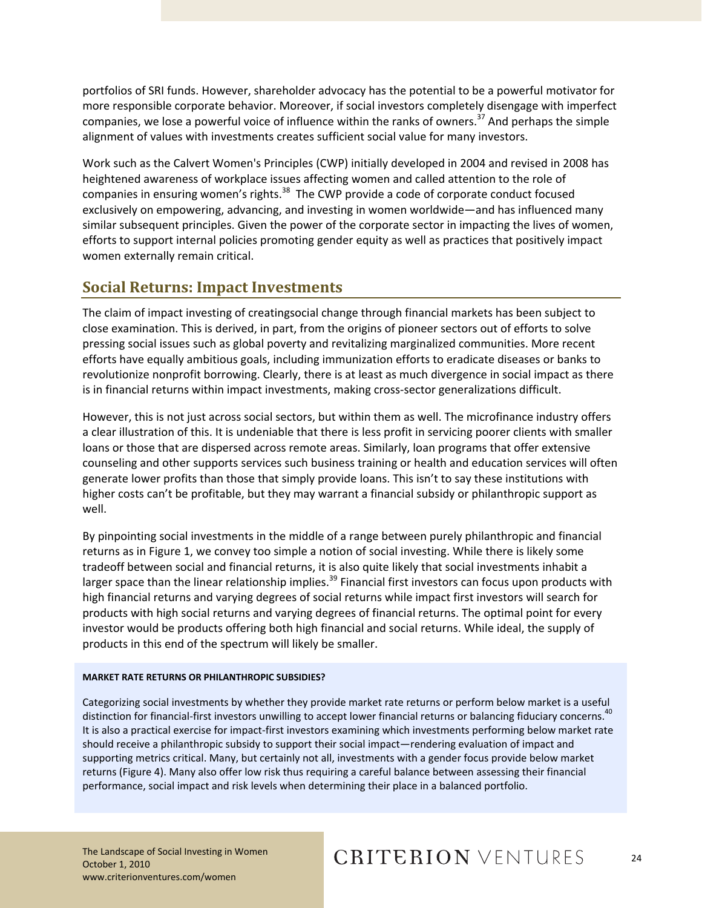portfolios of SRI funds. However, shareholder advocacy has the potential to be a powerful motivator for more responsible corporate behavior. Moreover, if social investors completely disengage with imperfect companies, we lose a powerful voice of influence within the ranks of owners.[37] And perhaps the simple alignment of values with investments creates sufficient social value for many investors.

Work such as the Calvert Women's Principles (CWP) initially developed in 2004 and revised in 2008 has heightened awareness of workplace issues affecting women and called attention to the role of companies in ensuring women's rights.[38] The CWP provide a code of corporate conduct focused exclusively on empowering, advancing, and investing in women worldwide—and has influenced many similar subsequent principles. Given the power of the corporate sector in impacting the lives of women, efforts to support internal policies promoting gender equity as well as practices that positively impact women externally remain critical.

## Social Returns: Impact Investments

The claim of impact investing of creatingsocial change through financial markets has been subject to close examination. This is derived, in part, from the origins of pioneer sectors out of efforts to solve pressing social issues such as global poverty and revitalizing marginalized communities. More recent efforts have equally ambitious goals, including immunization efforts to eradicate diseases or banks to revolutionize nonprofit borrowing. Clearly, there is at least as much divergence in social impact as there is in financial returns within impact investments, making cross-sector generalizations difficult.

However, this is not just across social sectors, but within them as well. The microfinance industry offers a clear illustration of this. It is undeniable that there is less profit in servicing poorer clients with smaller loans or those that are dispersed across remote areas. Similarly, loan programs that offer extensive counseling and other supports services such business training or health and education services will often generate lower profits than those that simply provide loans. This isn't to say these institutions with higher costs can't be profitable, but they may warrant a financial subsidy or philanthropic support as well.

By pinpointing social investments in the middle of a range between purely philanthropic and financial returns as in Figure 1, we convey too simple a notion of social investing. While there is likely some tradeoff between social and financial returns, it is also quite likely that social investments inhabit a larger space than the linear relationship implies.[39] Financial first investors can focus upon products with high financial returns and varying degrees of social returns while impact first investors will search for products with high social returns and varying degrees of financial returns. The optimal point for every investor would be products offering both high financial and social returns. While ideal, the supply of products in this end of the spectrum will likely be smaller.

**MARKET RATE RETURNS OR PHILANTHROPIC SUBSIDIES?**

Categorizing social investments by whether they provide market rate returns or perform below market is a useful distinction for financial-first investors unwilling to accept lower financial returns or balancing fiduciary concerns.[40] It is also a practical exercise for impact-first investors examining which investments performing below market rate should receive a philanthropic subsidy to support their social impact—rendering evaluation of impact and supporting metrics critical. Many, but certainly not all, investments with a gender focus provide below market returns (Figure 4). Many also offer low risk thus requiring a careful balance between assessing their financial performance, social impact and risk levels when determining their place in a balanced portfolio.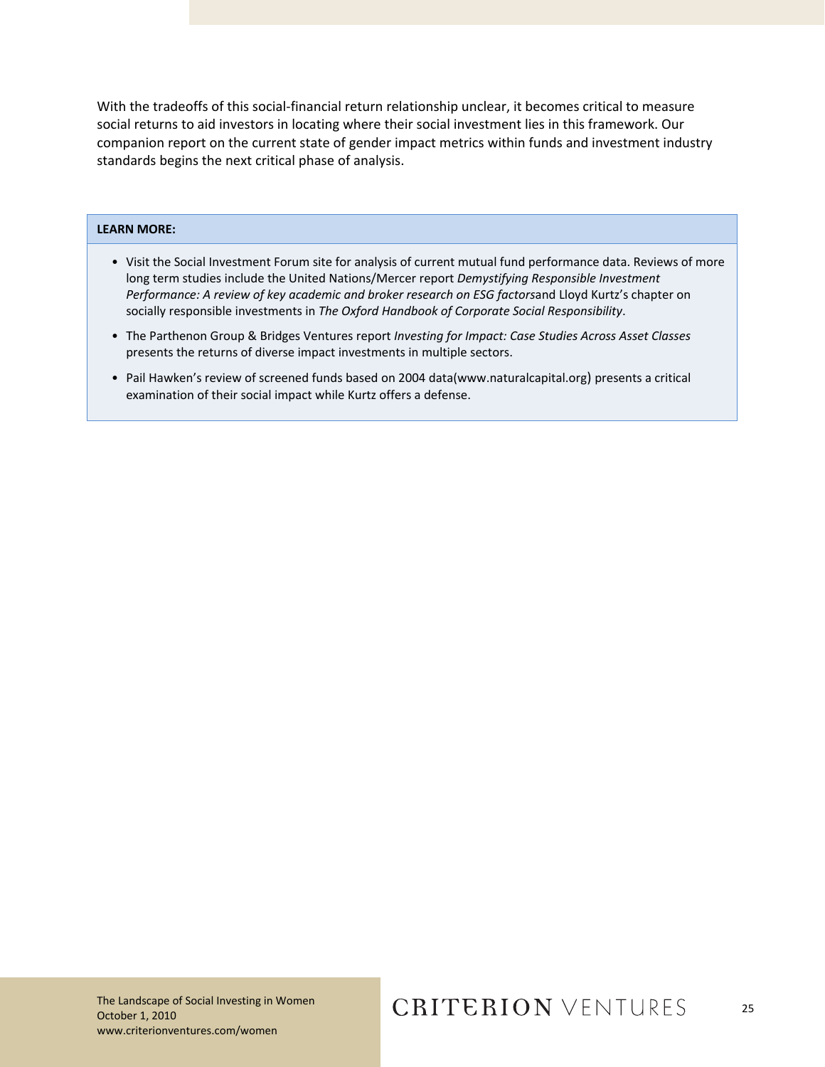With the tradeoffs of this social-financial return relationship unclear, it becomes critical to measure social returns to aid investors in locating where their social investment lies in this framework. Our companion report on the current state of gender impact metrics within funds and investment industry standards begins the next critical phase of analysis.

**LEARN MORE:**

- Visit the Social Investment Forum site for analysis of current mutual fund performance data. Reviews of more long term studies include the United Nations/Mercer report *Demystifying Responsible Investment Performance: A review of key academic and broker research on ESG factors*and Lloyd Kurtz's chapter on socially responsible investments in *The Oxford Handbook of Corporate Social Responsibility*.
- The Parthenon Group & Bridges Ventures report *Investing for Impact: Case Studies Across Asset Classes* presents the returns of diverse impact investments in multiple sectors.
- Pail Hawken's review of screened funds based on 2004 data(www.naturalcapital.org) presents a critical examination of their social impact while Kurtz offers a defense.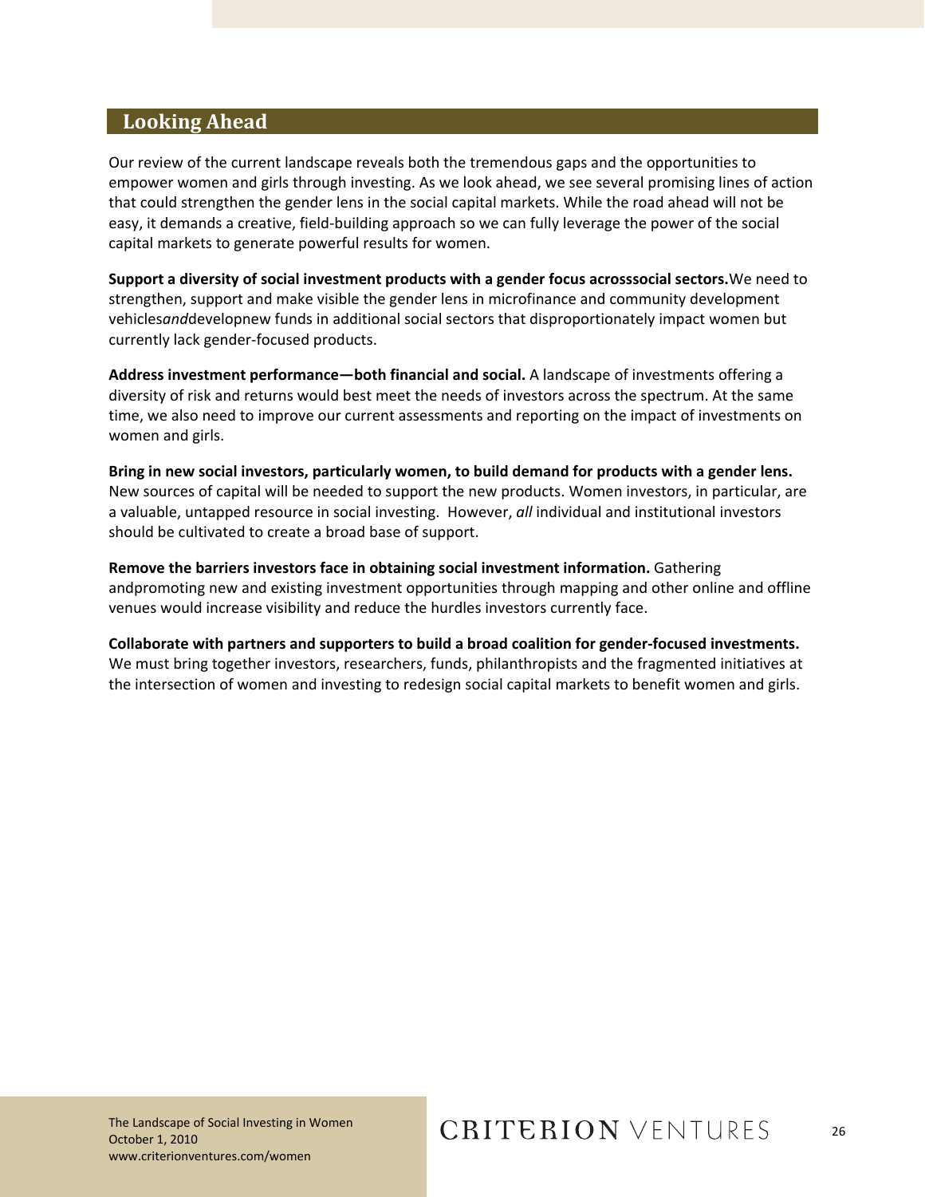## Looking Ahead

Our review of the current landscape reveals both the tremendous gaps and the opportunities to empower women and girls through investing. As we look ahead, we see several promising lines of action that could strengthen the gender lens in the social capital markets. While the road ahead will not be easy, it demands a creative, field-building approach so we can fully leverage the power of the social capital markets to generate powerful results for women.

**Support a diversity of social investment products with a gender focus acrosssocial sectors.**We need to strengthen, support and make visible the gender lens in microfinance and community development vehicles*and*developnew funds in additional social sectors that disproportionately impact women but currently lack gender-focused products.

**Address investment performance—both financial and social.** A landscape of investments offering a diversity of risk and returns would best meet the needs of investors across the spectrum. At the same time, we also need to improve our current assessments and reporting on the impact of investments on women and girls.

**Bring in new social investors, particularly women, to build demand for products with a gender lens.** New sources of capital will be needed to support the new products. Women investors, in particular, are a valuable, untapped resource in social investing. However, *all* individual and institutional investors should be cultivated to create a broad base of support.

**Remove the barriers investors face in obtaining social investment information.** Gathering andpromoting new and existing investment opportunities through mapping and other online and offline venues would increase visibility and reduce the hurdles investors currently face.

**Collaborate with partners and supporters to build a broad coalition for gender-focused investments.** We must bring together investors, researchers, funds, philanthropists and the fragmented initiatives at the intersection of women and investing to redesign social capital markets to benefit women and girls.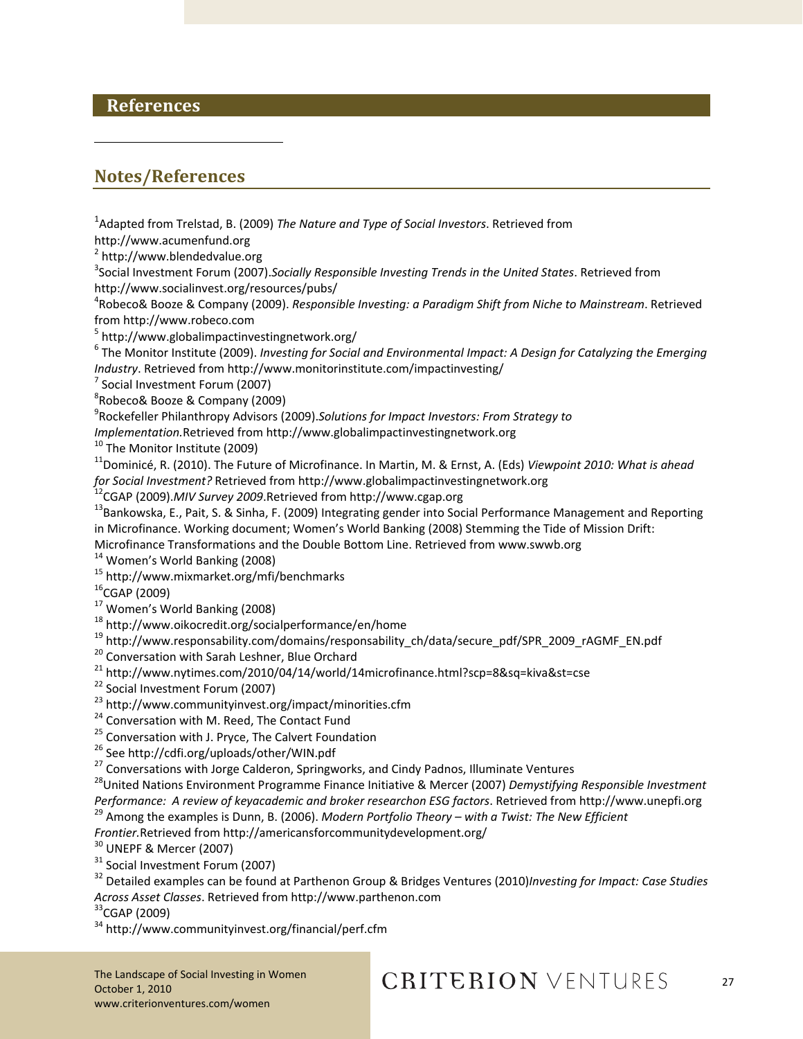# References

## Notes/References

[1]Adapted from Trelstad, B. (2009) *The Nature and Type of Social Investors*. Retrieved from http://www.acumenfund.org
[2] http://www.blendedvalue.org
[3]Social Investment Forum (2007).*Socially Responsible Investing Trends in the United States*. Retrieved from http://www.socialinvest.org/resources/pubs/
[4]Robeco& Booze & Company (2009). *Responsible Investing: a Paradigm Shift from Niche to Mainstream*. Retrieved from http://www.robeco.com
[5] http://www.globalimpactinvestingnetwork.org/
[6] The Monitor Institute (2009). *Investing for Social and Environmental Impact: A Design for Catalyzing the Emerging Industry*. Retrieved from http://www.monitorinstitute.com/impactinvesting/
[7] Social Investment Forum (2007)
[8]Robeco& Booze & Company (2009)
[9]Rockefeller Philanthropy Advisors (2009).*Solutions for Impact Investors: From Strategy to Implementation.*Retrieved from http://www.globalimpactinvestingnetwork.org
[10] The Monitor Institute (2009)
[11]Dominicé, R. (2010). The Future of Microfinance. In Martin, M. & Ernst, A. (Eds) *Viewpoint 2010: What is ahead for Social Investment?* Retrieved from http://www.globalimpactinvestingnetwork.org
[12]CGAP (2009).*MIV Survey 2009*.Retrieved from http://www.cgap.org
[13]Bankowska, E., Pait, S. & Sinha, F. (2009) Integrating gender into Social Performance Management and Reporting in Microfinance. Working document; Women's World Banking (2008) Stemming the Tide of Mission Drift: Microfinance Transformations and the Double Bottom Line. Retrieved from www.swwb.org
[14] Women's World Banking (2008)
[15] http://www.mixmarket.org/mfi/benchmarks
[16]CGAP (2009)
[17] Women's World Banking (2008)
[18] http://www.oikocredit.org/socialperformance/en/home
[19] http://www.responsability.com/domains/responsability_ch/data/secure_pdf/SPR_2009_rAGMF_EN.pdf
[20] Conversation with Sarah Leshner, Blue Orchard
[21] http://www.nytimes.com/2010/04/14/world/14microfinance.html?scp=8&sq=kiva&st=cse
[22] Social Investment Forum (2007)
[23] http://www.communityinvest.org/impact/minorities.cfm
[24] Conversation with M. Reed, The Contact Fund
[25] Conversation with J. Pryce, The Calvert Foundation
[26] See http://cdfi.org/uploads/other/WIN.pdf
[27] Conversations with Jorge Calderon, Springworks, and Cindy Padnos, Illuminate Ventures
[28]United Nations Environment Programme Finance Initiative & Mercer (2007) *Demystifying Responsible Investment Performance: A review of keyacademic and broker researchon ESG factors*. Retrieved from http://www.unepfi.org
[29] Among the examples is Dunn, B. (2006). *Modern Portfolio Theory – with a Twist: The New Efficient Frontier*.Retrieved from http://americansforcommunitydevelopment.org/
[30] UNEPF & Mercer (2007)
[31] Social Investment Forum (2007)
[32] Detailed examples can be found at Parthenon Group & Bridges Ventures (2010)*Investing for Impact: Case Studies Across Asset Classes*. Retrieved from http://www.parthenon.com
[33]CGAP (2009)
[34] http://www.communityinvest.org/financial/perf.cfm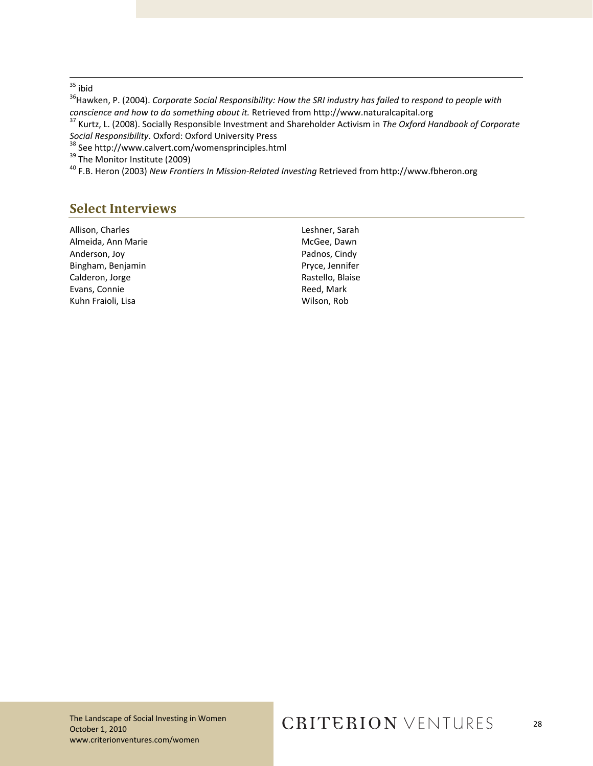[35] ibid

[36]Hawken, P. (2004). *Corporate Social Responsibility: How the SRI industry has failed to respond to people with conscience and how to do something about it.* Retrieved from http://www.naturalcapital.org

[37] Kurtz, L. (2008). Socially Responsible Investment and Shareholder Activism in *The Oxford Handbook of Corporate Social Responsibility*. Oxford: Oxford University Press

[38] See http://www.calvert.com/womensprinciples.html

[39] The Monitor Institute (2009)

[40] F.B. Heron (2003) *New Frontiers In Mission-Related Investing* Retrieved from http://www.fbheron.org

## Select Interviews

Allison, Charles
Almeida, Ann Marie
Anderson, Joy
Bingham, Benjamin
Calderon, Jorge
Evans, Connie
Kuhn Fraioli, Lisa
Leshner, Sarah
McGee, Dawn
Padnos, Cindy
Pryce, Jennifer
Rastello, Blaise
Reed, Mark
Wilson, Rob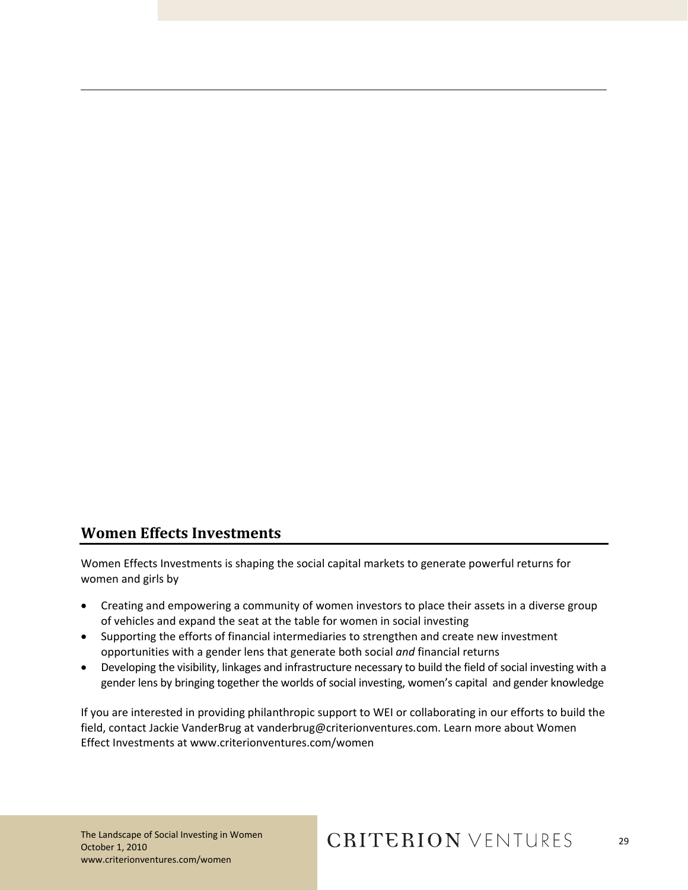## Women Effects Investments

Women Effects Investments is shaping the social capital markets to generate powerful returns for women and girls by

- Creating and empowering a community of women investors to place their assets in a diverse group of vehicles and expand the seat at the table for women in social investing
- Supporting the efforts of financial intermediaries to strengthen and create new investment opportunities with a gender lens that generate both social *and* financial returns
- Developing the visibility, linkages and infrastructure necessary to build the field of social investing with a gender lens by bringing together the worlds of social investing, women's capital and gender knowledge

If you are interested in providing philanthropic support to WEI or collaborating in our efforts to build the field, contact Jackie VanderBrug at vanderbrug@criterionventures.com. Learn more about Women Effect Investments at www.criterionventures.com/women